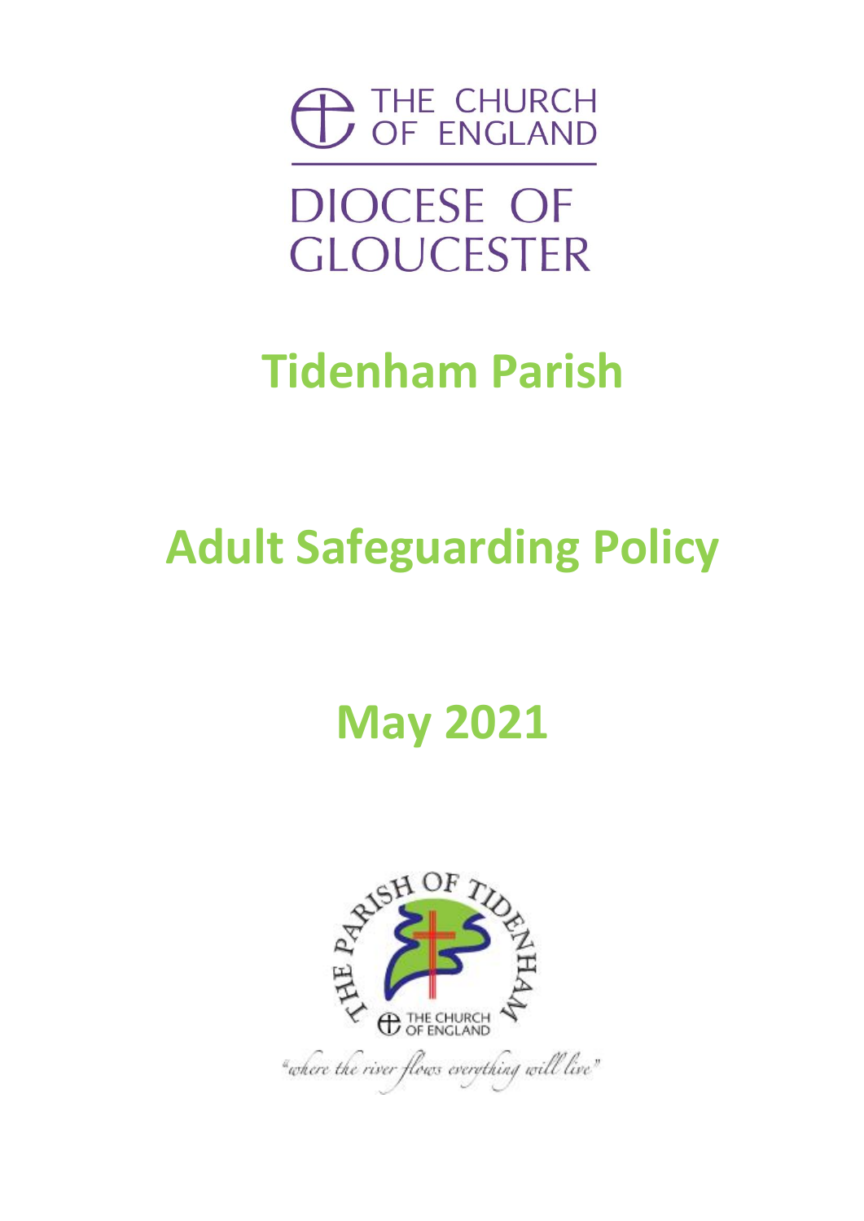THE CHURCH OF ENGLAND

DIOCESE OF GLOUCESTER

# Tidenham Parish

# Adult Safeguarding Policy

# May 2021

THE PARISH OF TIDENHAM

THE CHURCH OF ENGLAND

"where the river flows everything will live"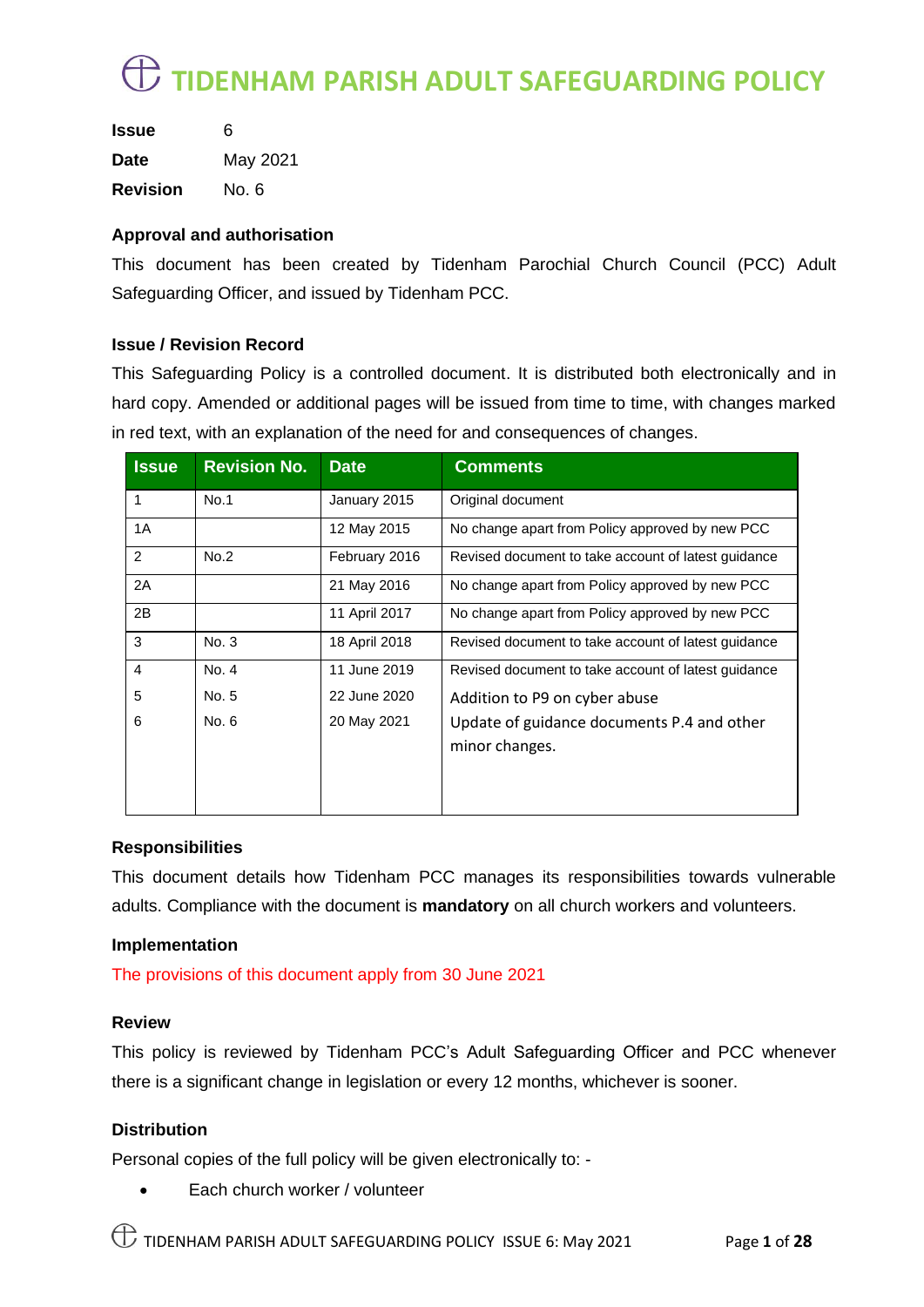# TIDENHAM PARISH ADULT SAFEGUARDING POLICY

**Issue** 6

**Date** May 2021

**Revision** No. 6

**Approval and authorisation**

This document has been created by Tidenham Parochial Church Council (PCC) Adult Safeguarding Officer, and issued by Tidenham PCC.

**Issue / Revision Record**

This Safeguarding Policy is a controlled document. It is distributed both electronically and in hard copy. Amended or additional pages will be issued from time to time, with changes marked in red text, with an explanation of the need for and consequences of changes.

| Issue | Revision No. | Date | Comments |
|---|---|---|---|
| 1 | No.1 | January 2015 | Original document |
| 1A | | 12 May 2015 | No change apart from Policy approved by new PCC |
| 2 | No.2 | February 2016 | Revised document to take account of latest guidance |
| 2A | | 21 May 2016 | No change apart from Policy approved by new PCC |
| 2B | | 11 April 2017 | No change apart from Policy approved by new PCC |
| 3 | No. 3 | 18 April 2018 | Revised document to take account of latest guidance |
| 4 | No. 4 | 11 June 2019 | Revised document to take account of latest guidance |
| 5 | No. 5 | 22 June 2020 | Addition to P9 on cyber abuse |
| 6 | No. 6 | 20 May 2021 | Update of guidance documents P.4 and other minor changes. |

**Responsibilities**

This document details how Tidenham PCC manages its responsibilities towards vulnerable adults. Compliance with the document is **mandatory** on all church workers and volunteers.

**Implementation**

The provisions of this document apply from 30 June 2021

**Review**

This policy is reviewed by Tidenham PCC's Adult Safeguarding Officer and PCC whenever there is a significant change in legislation or every 12 months, whichever is sooner.

**Distribution**

Personal copies of the full policy will be given electronically to: -

- Each church worker / volunteer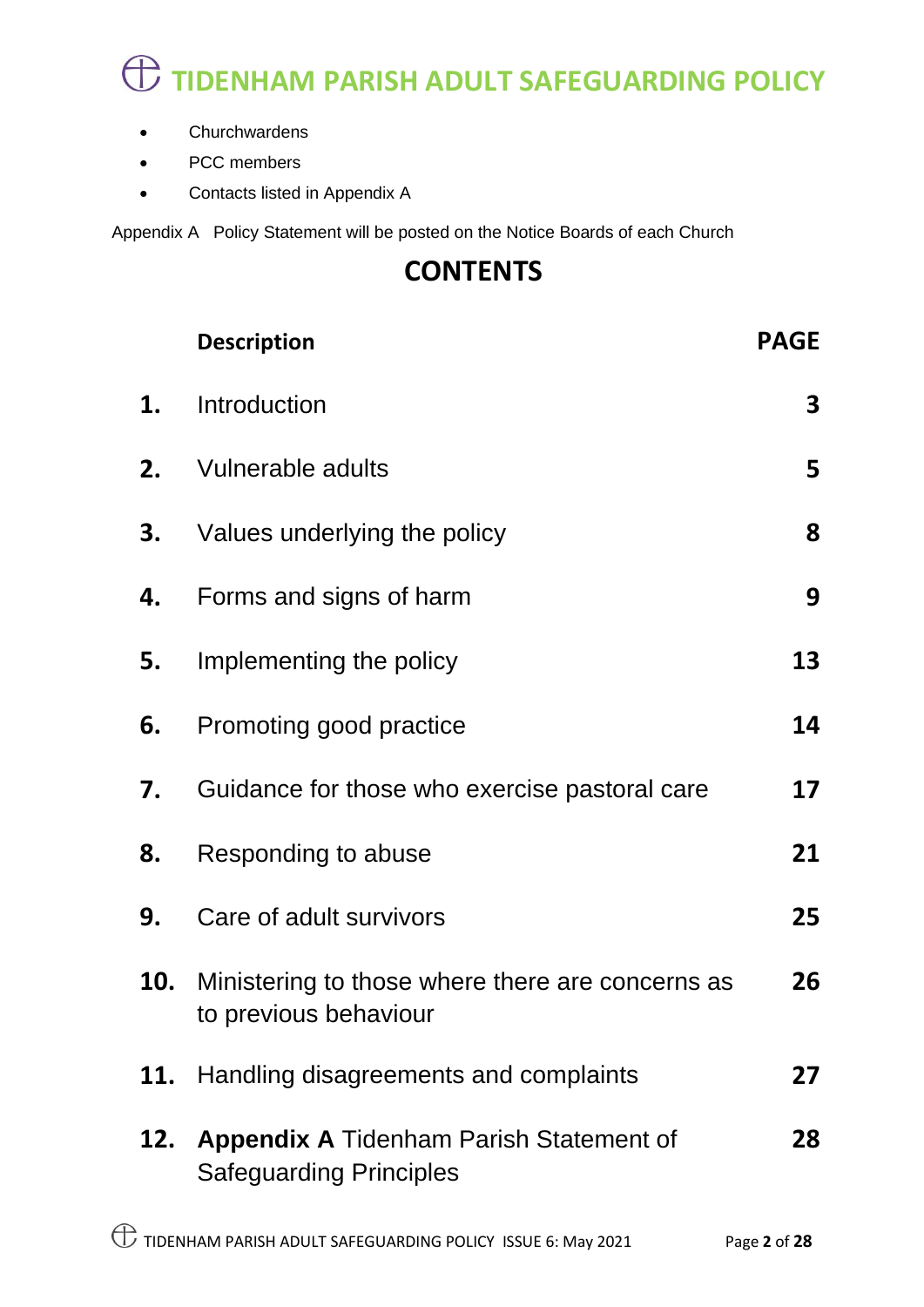- Churchwardens
- PCC members
- Contacts listed in Appendix A

Appendix A Policy Statement will be posted on the Notice Boards of each Church

## CONTENTS

| | Description | PAGE |
|---|---|---|
| **1.** | Introduction | **3** |
| **2.** | Vulnerable adults | **5** |
| **3.** | Values underlying the policy | **8** |
| **4.** | Forms and signs of harm | **9** |
| **5.** | Implementing the policy | **13** |
| **6.** | Promoting good practice | **14** |
| **7.** | Guidance for those who exercise pastoral care | **17** |
| **8.** | Responding to abuse | **21** |
| **9.** | Care of adult survivors | **25** |
| **10.** | Ministering to those where there are concerns as to previous behaviour | **26** |
| **11.** | Handling disagreements and complaints | **27** |
| **12.** | **Appendix A** Tidenham Parish Statement of Safeguarding Principles | **28** |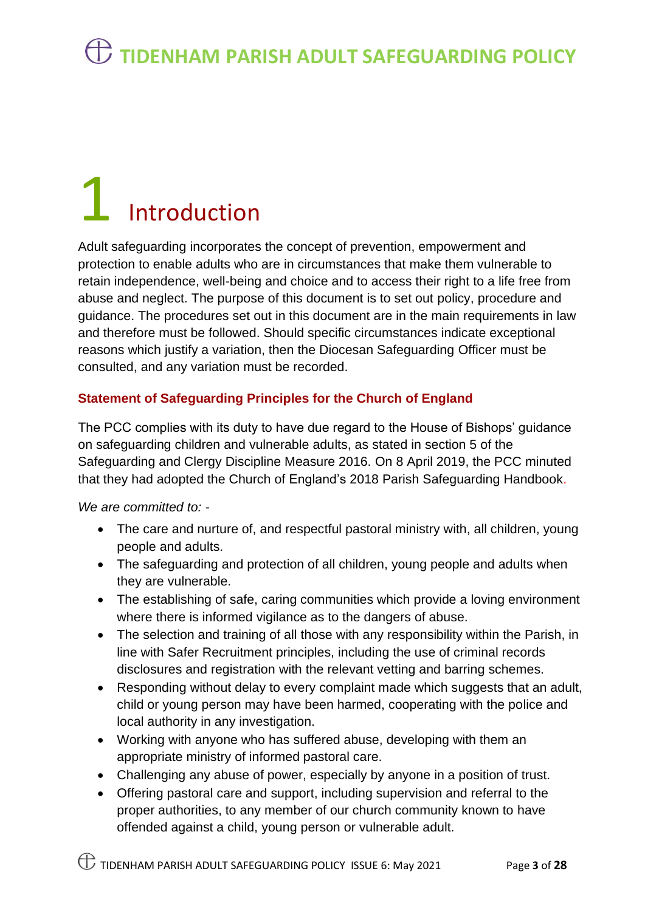# 1 Introduction

Adult safeguarding incorporates the concept of prevention, empowerment and protection to enable adults who are in circumstances that make them vulnerable to retain independence, well-being and choice and to access their right to a life free from abuse and neglect. The purpose of this document is to set out policy, procedure and guidance. The procedures set out in this document are in the main requirements in law and therefore must be followed. Should specific circumstances indicate exceptional reasons which justify a variation, then the Diocesan Safeguarding Officer must be consulted, and any variation must be recorded.

### Statement of Safeguarding Principles for the Church of England

The PCC complies with its duty to have due regard to the House of Bishops' guidance on safeguarding children and vulnerable adults, as stated in section 5 of the Safeguarding and Clergy Discipline Measure 2016. On 8 April 2019, the PCC minuted that they had adopted the Church of England's 2018 Parish Safeguarding Handbook.

*We are committed to: -*

- The care and nurture of, and respectful pastoral ministry with, all children, young people and adults.
- The safeguarding and protection of all children, young people and adults when they are vulnerable.
- The establishing of safe, caring communities which provide a loving environment where there is informed vigilance as to the dangers of abuse.
- The selection and training of all those with any responsibility within the Parish, in line with Safer Recruitment principles, including the use of criminal records disclosures and registration with the relevant vetting and barring schemes.
- Responding without delay to every complaint made which suggests that an adult, child or young person may have been harmed, cooperating with the police and local authority in any investigation.
- Working with anyone who has suffered abuse, developing with them an appropriate ministry of informed pastoral care.
- Challenging any abuse of power, especially by anyone in a position of trust.
- Offering pastoral care and support, including supervision and referral to the proper authorities, to any member of our church community known to have offended against a child, young person or vulnerable adult.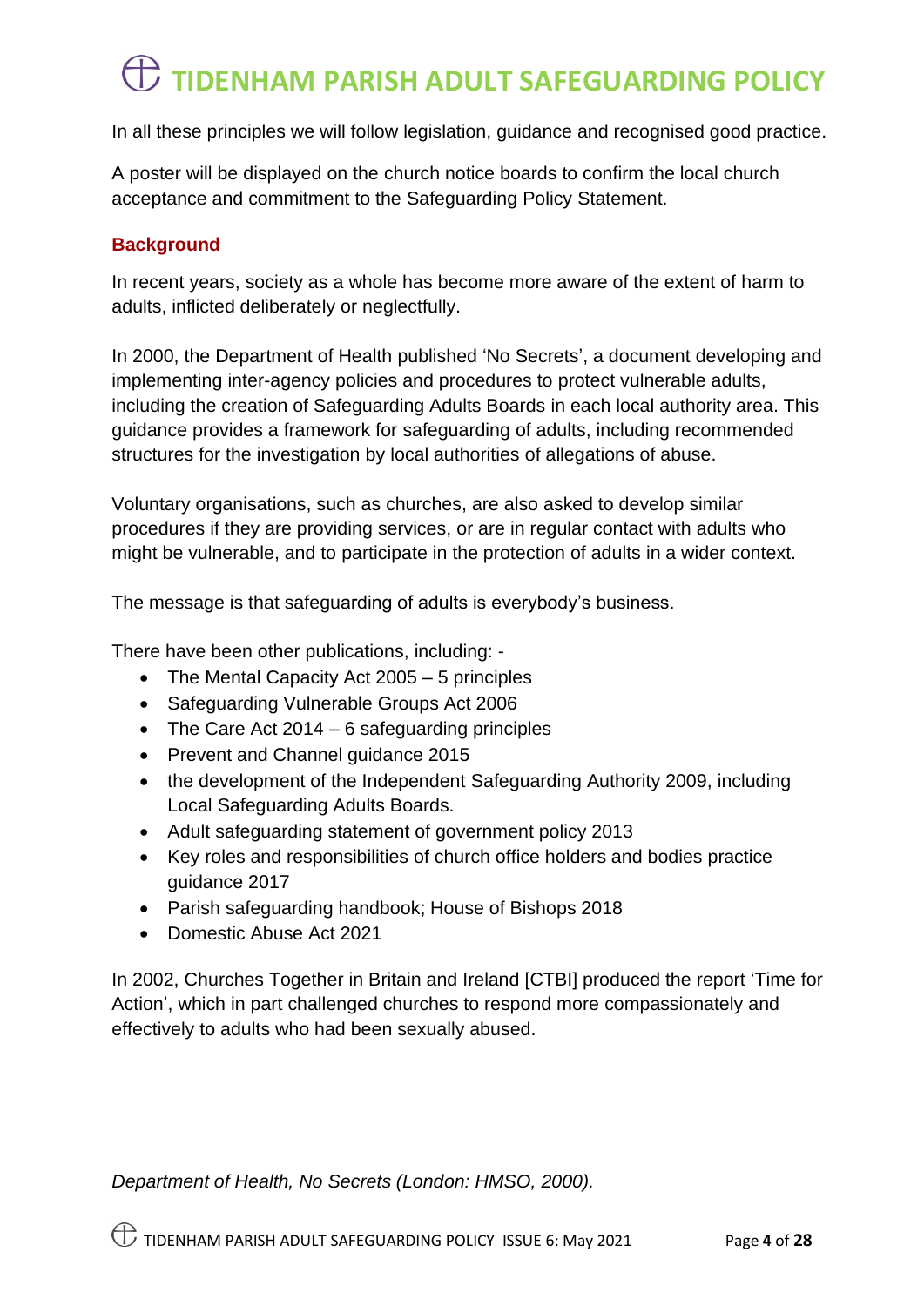In all these principles we will follow legislation, guidance and recognised good practice.

A poster will be displayed on the church notice boards to confirm the local church acceptance and commitment to the Safeguarding Policy Statement.

### Background

In recent years, society as a whole has become more aware of the extent of harm to adults, inflicted deliberately or neglectfully.

In 2000, the Department of Health published 'No Secrets', a document developing and implementing inter-agency policies and procedures to protect vulnerable adults, including the creation of Safeguarding Adults Boards in each local authority area. This guidance provides a framework for safeguarding of adults, including recommended structures for the investigation by local authorities of allegations of abuse.

Voluntary organisations, such as churches, are also asked to develop similar procedures if they are providing services, or are in regular contact with adults who might be vulnerable, and to participate in the protection of adults in a wider context.

The message is that safeguarding of adults is everybody's business.

There have been other publications, including: -

- The Mental Capacity Act 2005 – 5 principles
- Safeguarding Vulnerable Groups Act 2006
- The Care Act 2014 – 6 safeguarding principles
- Prevent and Channel guidance 2015
- the development of the Independent Safeguarding Authority 2009, including Local Safeguarding Adults Boards.
- Adult safeguarding statement of government policy 2013
- Key roles and responsibilities of church office holders and bodies practice guidance 2017
- Parish safeguarding handbook; House of Bishops 2018
- Domestic Abuse Act 2021

In 2002, Churches Together in Britain and Ireland [CTBI] produced the report 'Time for Action', which in part challenged churches to respond more compassionately and effectively to adults who had been sexually abused.

*Department of Health, No Secrets (London: HMSO, 2000).*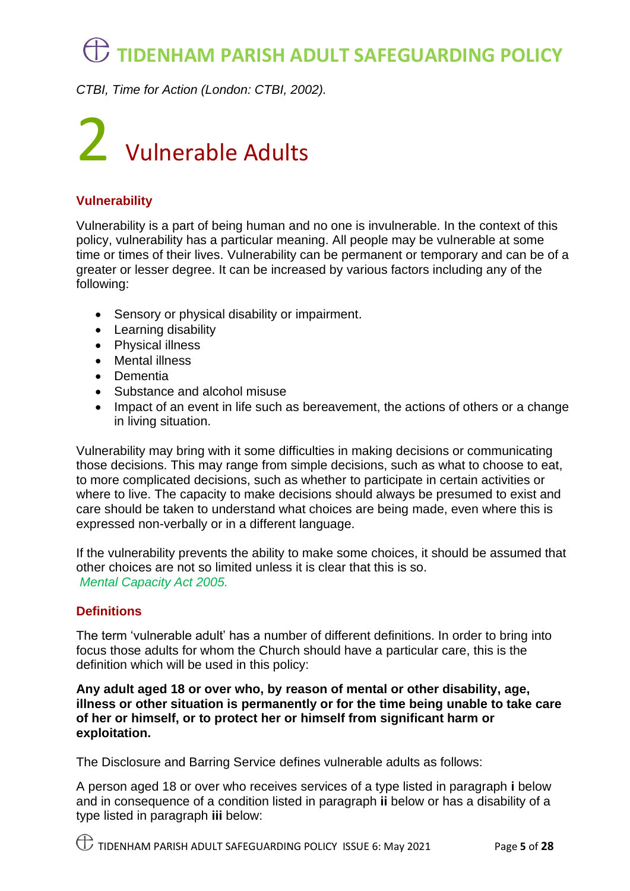*CTBI, Time for Action (London: CTBI, 2002).*

# 2 Vulnerable Adults

## Vulnerability

Vulnerability is a part of being human and no one is invulnerable. In the context of this policy, vulnerability has a particular meaning. All people may be vulnerable at some time or times of their lives. Vulnerability can be permanent or temporary and can be of a greater or lesser degree. It can be increased by various factors including any of the following:

- Sensory or physical disability or impairment.
- Learning disability
- Physical illness
- Mental illness
- Dementia
- Substance and alcohol misuse
- Impact of an event in life such as bereavement, the actions of others or a change in living situation.

Vulnerability may bring with it some difficulties in making decisions or communicating those decisions. This may range from simple decisions, such as what to choose to eat, to more complicated decisions, such as whether to participate in certain activities or where to live. The capacity to make decisions should always be presumed to exist and care should be taken to understand what choices are being made, even where this is expressed non-verbally or in a different language.

If the vulnerability prevents the ability to make some choices, it should be assumed that other choices are not so limited unless it is clear that this is so.
*Mental Capacity Act 2005.*

## Definitions

The term 'vulnerable adult' has a number of different definitions. In order to bring into focus those adults for whom the Church should have a particular care, this is the definition which will be used in this policy:

**Any adult aged 18 or over who, by reason of mental or other disability, age, illness or other situation is permanently or for the time being unable to take care of her or himself, or to protect her or himself from significant harm or exploitation.**

The Disclosure and Barring Service defines vulnerable adults as follows:

A person aged 18 or over who receives services of a type listed in paragraph **i** below and in consequence of a condition listed in paragraph **ii** below or has a disability of a type listed in paragraph **iii** below: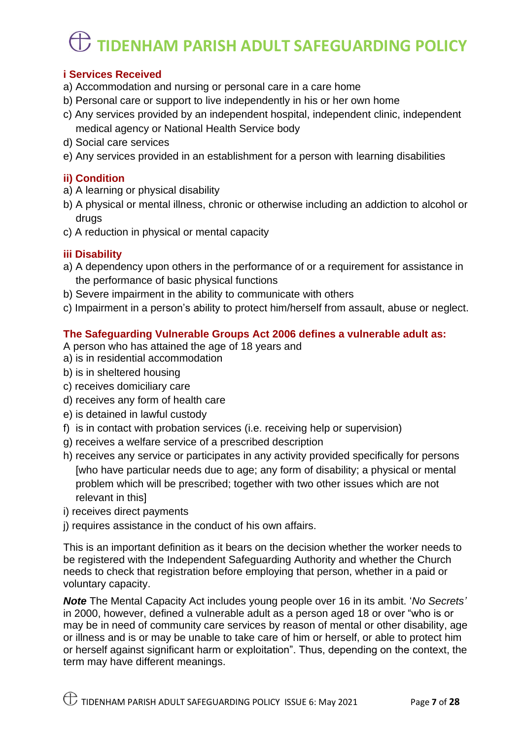### i Services Received

a) Accommodation and nursing or personal care in a care home
b) Personal care or support to live independently in his or her own home
c) Any services provided by an independent hospital, independent clinic, independent medical agency or National Health Service body
d) Social care services
e) Any services provided in an establishment for a person with learning disabilities

### ii) Condition

a) A learning or physical disability
b) A physical or mental illness, chronic or otherwise including an addiction to alcohol or drugs
c) A reduction in physical or mental capacity

### iii Disability

a) A dependency upon others in the performance of or a requirement for assistance in the performance of basic physical functions
b) Severe impairment in the ability to communicate with others
c) Impairment in a person's ability to protect him/herself from assault, abuse or neglect.

### The Safeguarding Vulnerable Groups Act 2006 defines a vulnerable adult as:

A person who has attained the age of 18 years and
a) is in residential accommodation
b) is in sheltered housing
c) receives domiciliary care
d) receives any form of health care
e) is detained in lawful custody
f) is in contact with probation services (i.e. receiving help or supervision)
g) receives a welfare service of a prescribed description
h) receives any service or participates in any activity provided specifically for persons [who have particular needs due to age; any form of disability; a physical or mental problem which will be prescribed; together with two other issues which are not relevant in this]
i) receives direct payments
j) requires assistance in the conduct of his own affairs.

This is an important definition as it bears on the decision whether the worker needs to be registered with the Independent Safeguarding Authority and whether the Church needs to check that registration before employing that person, whether in a paid or voluntary capacity.

***Note*** The Mental Capacity Act includes young people over 16 in its ambit. '*No Secrets'* in 2000, however, defined a vulnerable adult as a person aged 18 or over "who is or may be in need of community care services by reason of mental or other disability, age or illness and is or may be unable to take care of him or herself, or able to protect him or herself against significant harm or exploitation". Thus, depending on the context, the term may have different meanings.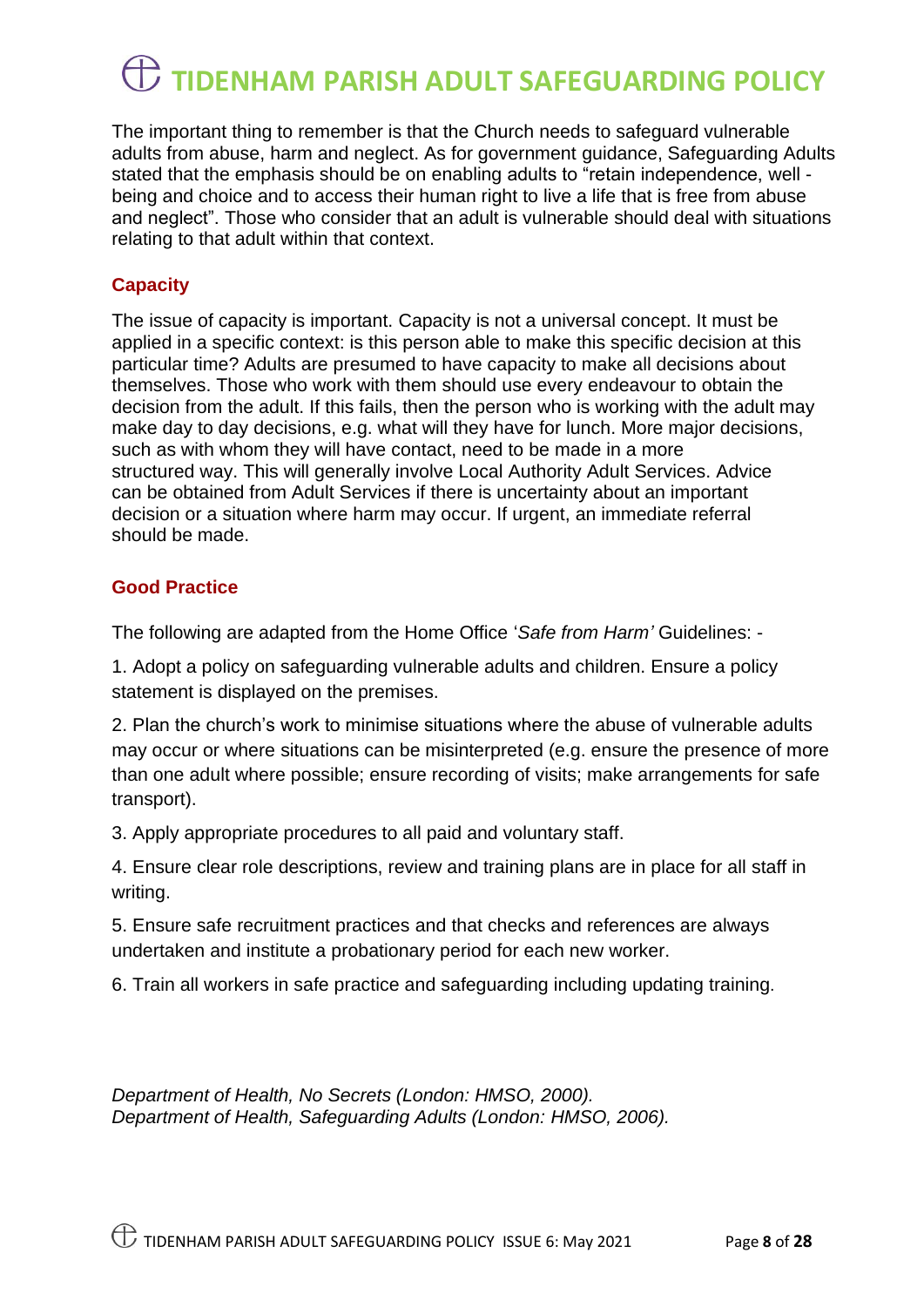The important thing to remember is that the Church needs to safeguard vulnerable adults from abuse, harm and neglect. As for government guidance, Safeguarding Adults stated that the emphasis should be on enabling adults to "retain independence, well - being and choice and to access their human right to live a life that is free from abuse and neglect". Those who consider that an adult is vulnerable should deal with situations relating to that adult within that context.

### Capacity

The issue of capacity is important. Capacity is not a universal concept. It must be applied in a specific context: is this person able to make this specific decision at this particular time? Adults are presumed to have capacity to make all decisions about themselves. Those who work with them should use every endeavour to obtain the decision from the adult. If this fails, then the person who is working with the adult may make day to day decisions, e.g. what will they have for lunch. More major decisions, such as with whom they will have contact, need to be made in a more structured way. This will generally involve Local Authority Adult Services. Advice can be obtained from Adult Services if there is uncertainty about an important decision or a situation where harm may occur. If urgent, an immediate referral should be made.

### Good Practice

The following are adapted from the Home Office '*Safe from Harm'* Guidelines: -

1. Adopt a policy on safeguarding vulnerable adults and children. Ensure a policy statement is displayed on the premises.

2. Plan the church's work to minimise situations where the abuse of vulnerable adults may occur or where situations can be misinterpreted (e.g. ensure the presence of more than one adult where possible; ensure recording of visits; make arrangements for safe transport).

3. Apply appropriate procedures to all paid and voluntary staff.

4. Ensure clear role descriptions, review and training plans are in place for all staff in writing.

5. Ensure safe recruitment practices and that checks and references are always undertaken and institute a probationary period for each new worker.

6. Train all workers in safe practice and safeguarding including updating training.

*Department of Health, No Secrets (London: HMSO, 2000).*
*Department of Health, Safeguarding Adults (London: HMSO, 2006).*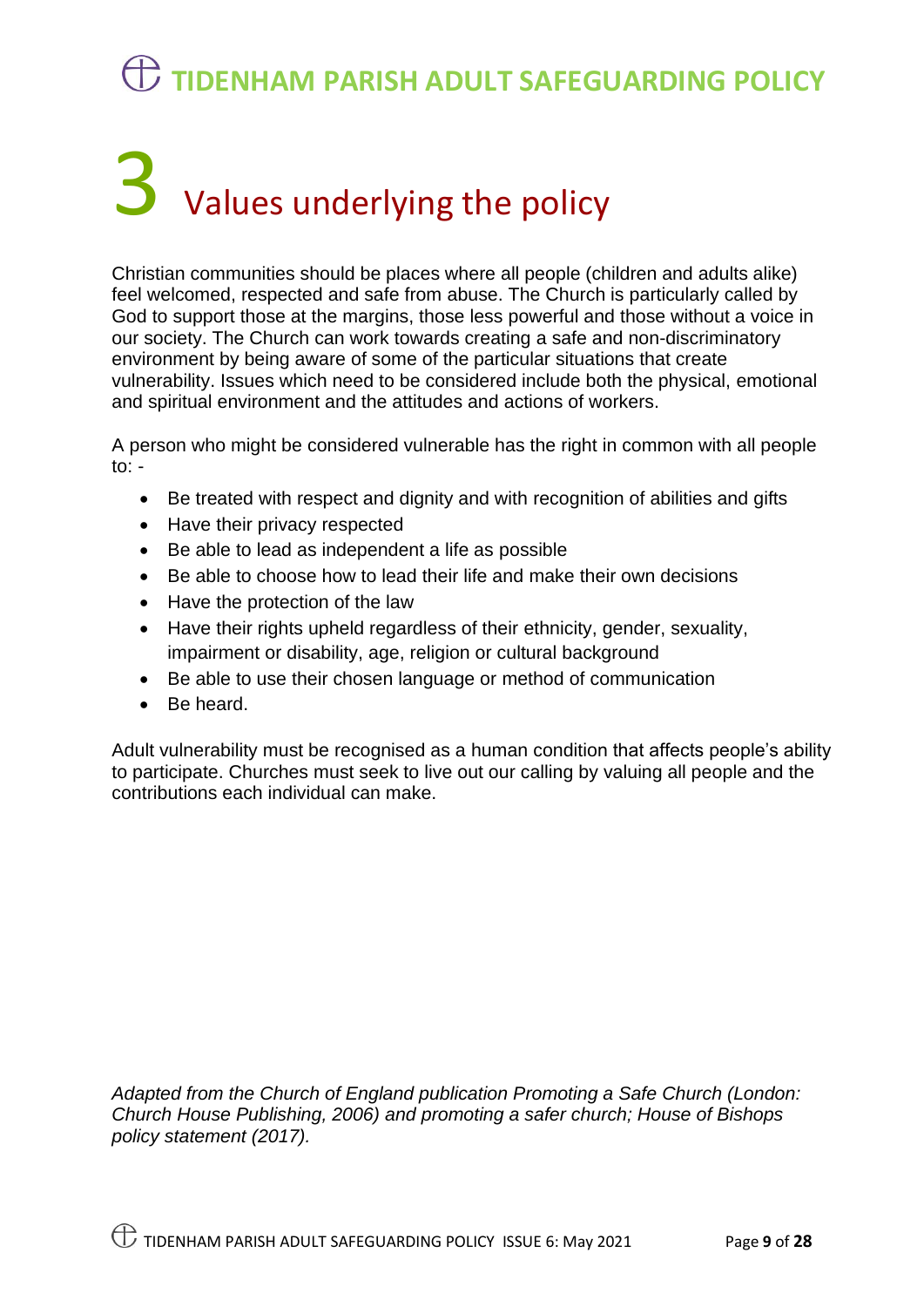# 3 Values underlying the policy

Christian communities should be places where all people (children and adults alike) feel welcomed, respected and safe from abuse. The Church is particularly called by God to support those at the margins, those less powerful and those without a voice in our society. The Church can work towards creating a safe and non-discriminatory environment by being aware of some of the particular situations that create vulnerability. Issues which need to be considered include both the physical, emotional and spiritual environment and the attitudes and actions of workers.

A person who might be considered vulnerable has the right in common with all people to: -

- Be treated with respect and dignity and with recognition of abilities and gifts
- Have their privacy respected
- Be able to lead as independent a life as possible
- Be able to choose how to lead their life and make their own decisions
- Have the protection of the law
- Have their rights upheld regardless of their ethnicity, gender, sexuality, impairment or disability, age, religion or cultural background
- Be able to use their chosen language or method of communication
- Be heard.

Adult vulnerability must be recognised as a human condition that affects people's ability to participate. Churches must seek to live out our calling by valuing all people and the contributions each individual can make.

*Adapted from the Church of England publication Promoting a Safe Church (London: Church House Publishing, 2006) and promoting a safer church; House of Bishops policy statement (2017).*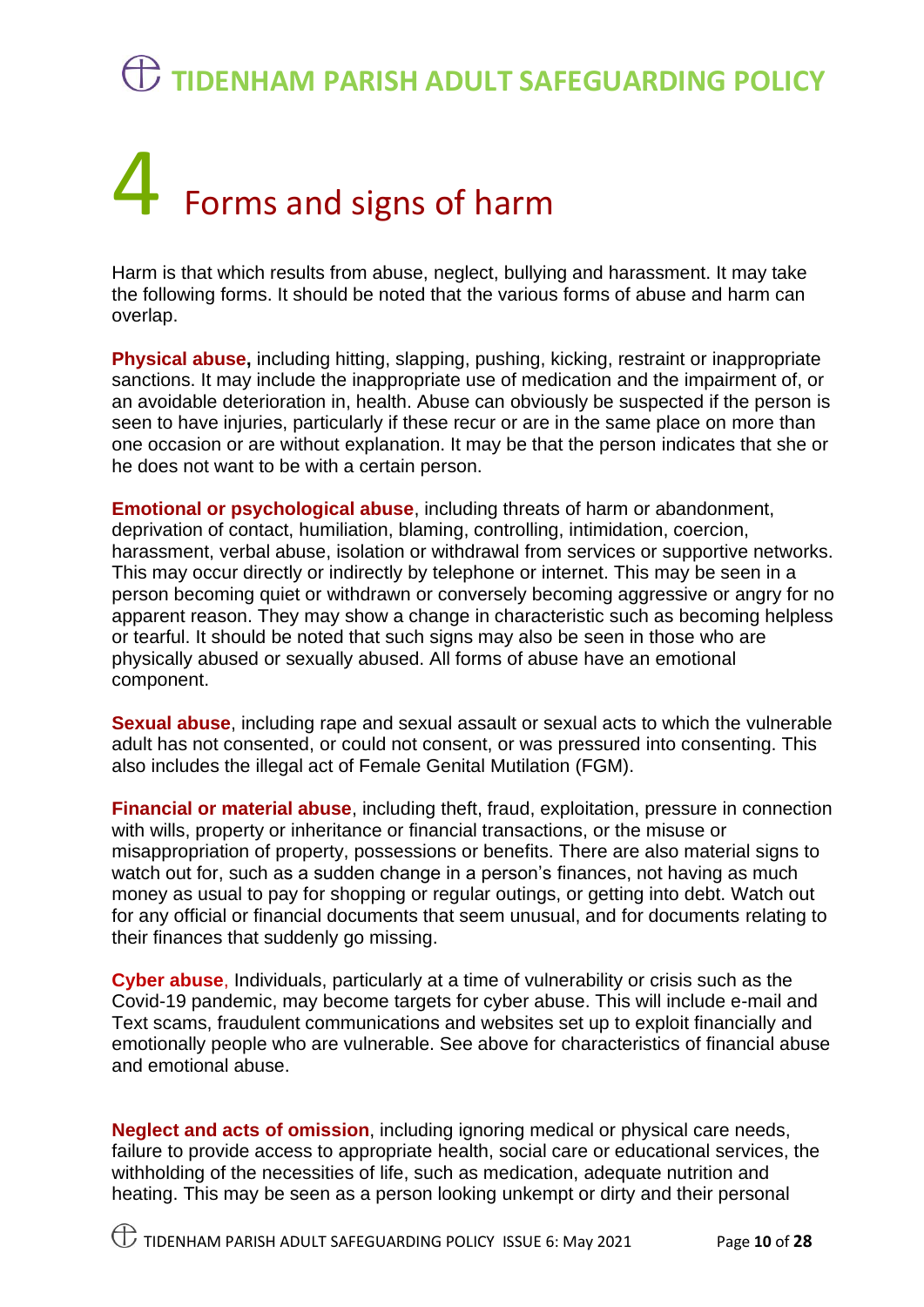# 4 Forms and signs of harm

Harm is that which results from abuse, neglect, bullying and harassment. It may take the following forms. It should be noted that the various forms of abuse and harm can overlap.

**Physical abuse,** including hitting, slapping, pushing, kicking, restraint or inappropriate sanctions. It may include the inappropriate use of medication and the impairment of, or an avoidable deterioration in, health. Abuse can obviously be suspected if the person is seen to have injuries, particularly if these recur or are in the same place on more than one occasion or are without explanation. It may be that the person indicates that she or he does not want to be with a certain person.

**Emotional or psychological abuse**, including threats of harm or abandonment, deprivation of contact, humiliation, blaming, controlling, intimidation, coercion, harassment, verbal abuse, isolation or withdrawal from services or supportive networks. This may occur directly or indirectly by telephone or internet. This may be seen in a person becoming quiet or withdrawn or conversely becoming aggressive or angry for no apparent reason. They may show a change in characteristic such as becoming helpless or tearful. It should be noted that such signs may also be seen in those who are physically abused or sexually abused. All forms of abuse have an emotional component.

**Sexual abuse**, including rape and sexual assault or sexual acts to which the vulnerable adult has not consented, or could not consent, or was pressured into consenting. This also includes the illegal act of Female Genital Mutilation (FGM).

**Financial or material abuse**, including theft, fraud, exploitation, pressure in connection with wills, property or inheritance or financial transactions, or the misuse or misappropriation of property, possessions or benefits. There are also material signs to watch out for, such as a sudden change in a person's finances, not having as much money as usual to pay for shopping or regular outings, or getting into debt. Watch out for any official or financial documents that seem unusual, and for documents relating to their finances that suddenly go missing.

**Cyber abuse**, Individuals, particularly at a time of vulnerability or crisis such as the Covid-19 pandemic, may become targets for cyber abuse. This will include e-mail and Text scams, fraudulent communications and websites set up to exploit financially and emotionally people who are vulnerable. See above for characteristics of financial abuse and emotional abuse.

**Neglect and acts of omission**, including ignoring medical or physical care needs, failure to provide access to appropriate health, social care or educational services, the withholding of the necessities of life, such as medication, adequate nutrition and heating. This may be seen as a person looking unkempt or dirty and their personal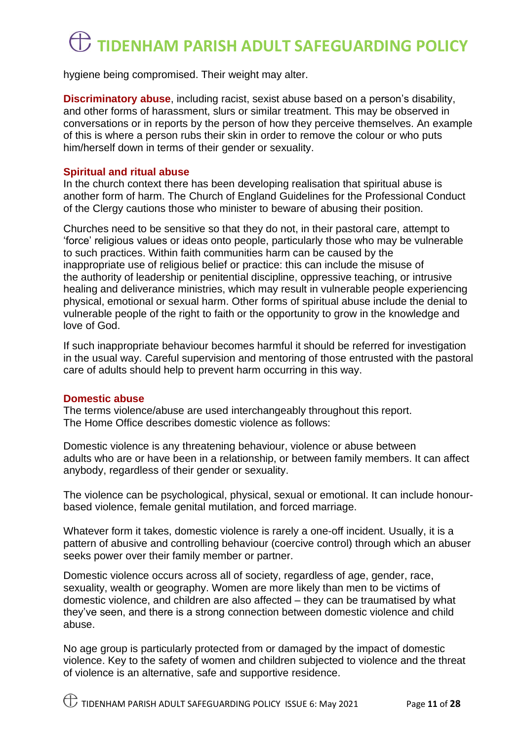hygiene being compromised. Their weight may alter.

**Discriminatory abuse**, including racist, sexist abuse based on a person's disability, and other forms of harassment, slurs or similar treatment. This may be observed in conversations or in reports by the person of how they perceive themselves. An example of this is where a person rubs their skin in order to remove the colour or who puts him/herself down in terms of their gender or sexuality.

### Spiritual and ritual abuse

In the church context there has been developing realisation that spiritual abuse is another form of harm. The Church of England Guidelines for the Professional Conduct of the Clergy cautions those who minister to beware of abusing their position.

Churches need to be sensitive so that they do not, in their pastoral care, attempt to 'force' religious values or ideas onto people, particularly those who may be vulnerable to such practices. Within faith communities harm can be caused by the inappropriate use of religious belief or practice: this can include the misuse of the authority of leadership or penitential discipline, oppressive teaching, or intrusive healing and deliverance ministries, which may result in vulnerable people experiencing physical, emotional or sexual harm. Other forms of spiritual abuse include the denial to vulnerable people of the right to faith or the opportunity to grow in the knowledge and love of God.

If such inappropriate behaviour becomes harmful it should be referred for investigation in the usual way. Careful supervision and mentoring of those entrusted with the pastoral care of adults should help to prevent harm occurring in this way.

### Domestic abuse

The terms violence/abuse are used interchangeably throughout this report.
The Home Office describes domestic violence as follows:

Domestic violence is any threatening behaviour, violence or abuse between adults who are or have been in a relationship, or between family members. It can affect anybody, regardless of their gender or sexuality.

The violence can be psychological, physical, sexual or emotional. It can include honour-based violence, female genital mutilation, and forced marriage.

Whatever form it takes, domestic violence is rarely a one-off incident. Usually, it is a pattern of abusive and controlling behaviour (coercive control) through which an abuser seeks power over their family member or partner.

Domestic violence occurs across all of society, regardless of age, gender, race, sexuality, wealth or geography. Women are more likely than men to be victims of domestic violence, and children are also affected – they can be traumatised by what they've seen, and there is a strong connection between domestic violence and child abuse.

No age group is particularly protected from or damaged by the impact of domestic violence. Key to the safety of women and children subjected to violence and the threat of violence is an alternative, safe and supportive residence.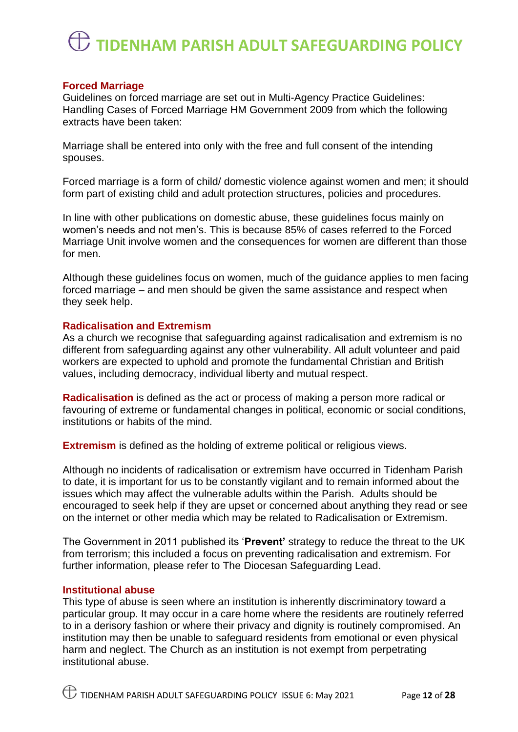### Forced Marriage

Guidelines on forced marriage are set out in Multi-Agency Practice Guidelines: Handling Cases of Forced Marriage HM Government 2009 from which the following extracts have been taken:

Marriage shall be entered into only with the free and full consent of the intending spouses.

Forced marriage is a form of child/ domestic violence against women and men; it should form part of existing child and adult protection structures, policies and procedures.

In line with other publications on domestic abuse, these guidelines focus mainly on women's needs and not men's. This is because 85% of cases referred to the Forced Marriage Unit involve women and the consequences for women are different than those for men.

Although these guidelines focus on women, much of the guidance applies to men facing forced marriage – and men should be given the same assistance and respect when they seek help.

### Radicalisation and Extremism

As a church we recognise that safeguarding against radicalisation and extremism is no different from safeguarding against any other vulnerability. All adult volunteer and paid workers are expected to uphold and promote the fundamental Christian and British values, including democracy, individual liberty and mutual respect.

**Radicalisation** is defined as the act or process of making a person more radical or favouring of extreme or fundamental changes in political, economic or social conditions, institutions or habits of the mind.

**Extremism** is defined as the holding of extreme political or religious views.

Although no incidents of radicalisation or extremism have occurred in Tidenham Parish to date, it is important for us to be constantly vigilant and to remain informed about the issues which may affect the vulnerable adults within the Parish. Adults should be encouraged to seek help if they are upset or concerned about anything they read or see on the internet or other media which may be related to Radicalisation or Extremism.

The Government in 2011 published its '**Prevent'** strategy to reduce the threat to the UK from terrorism; this included a focus on preventing radicalisation and extremism. For further information, please refer to The Diocesan Safeguarding Lead.

### Institutional abuse

This type of abuse is seen where an institution is inherently discriminatory toward a particular group. It may occur in a care home where the residents are routinely referred to in a derisory fashion or where their privacy and dignity is routinely compromised. An institution may then be unable to safeguard residents from emotional or even physical harm and neglect. The Church as an institution is not exempt from perpetrating institutional abuse.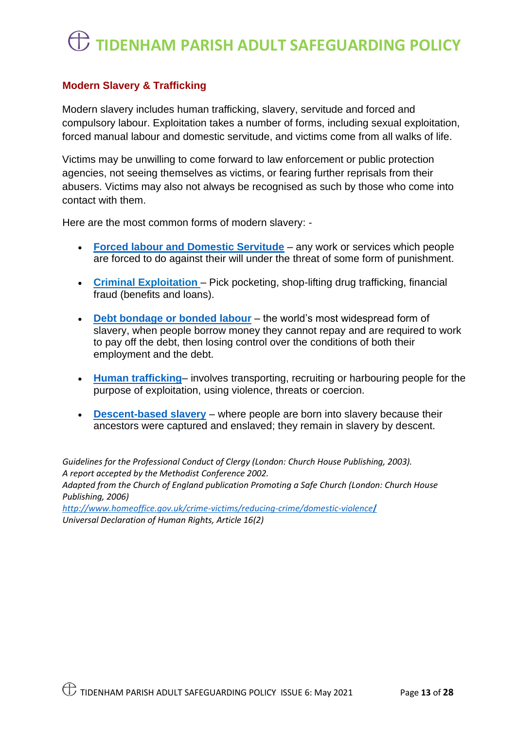## Modern Slavery & Trafficking

Modern slavery includes human trafficking, slavery, servitude and forced and compulsory labour. Exploitation takes a number of forms, including sexual exploitation, forced manual labour and domestic servitude, and victims come from all walks of life.

Victims may be unwilling to come forward to law enforcement or public protection agencies, not seeing themselves as victims, or fearing further reprisals from their abusers. Victims may also not always be recognised as such by those who come into contact with them.

Here are the most common forms of modern slavery: -

- **Forced labour and Domestic Servitude** – any work or services which people are forced to do against their will under the threat of some form of punishment.
- **Criminal Exploitation** – Pick pocketing, shop-lifting drug trafficking, financial fraud (benefits and loans).
- **Debt bondage or bonded labour** – the world's most widespread form of slavery, when people borrow money they cannot repay and are required to work to pay off the debt, then losing control over the conditions of both their employment and the debt.
- **Human trafficking**– involves transporting, recruiting or harbouring people for the purpose of exploitation, using violence, threats or coercion.
- **Descent-based slavery** – where people are born into slavery because their ancestors were captured and enslaved; they remain in slavery by descent.

*Guidelines for the Professional Conduct of Clergy (London: Church House Publishing, 2003).*
*A report accepted by the Methodist Conference 2002.*
*Adapted from the Church of England publication Promoting a Safe Church (London: Church House Publishing, 2006)*
*http://www.homeoffice.gov.uk/crime-victims/reducing-crime/domestic-violence/*
*Universal Declaration of Human Rights, Article 16(2)*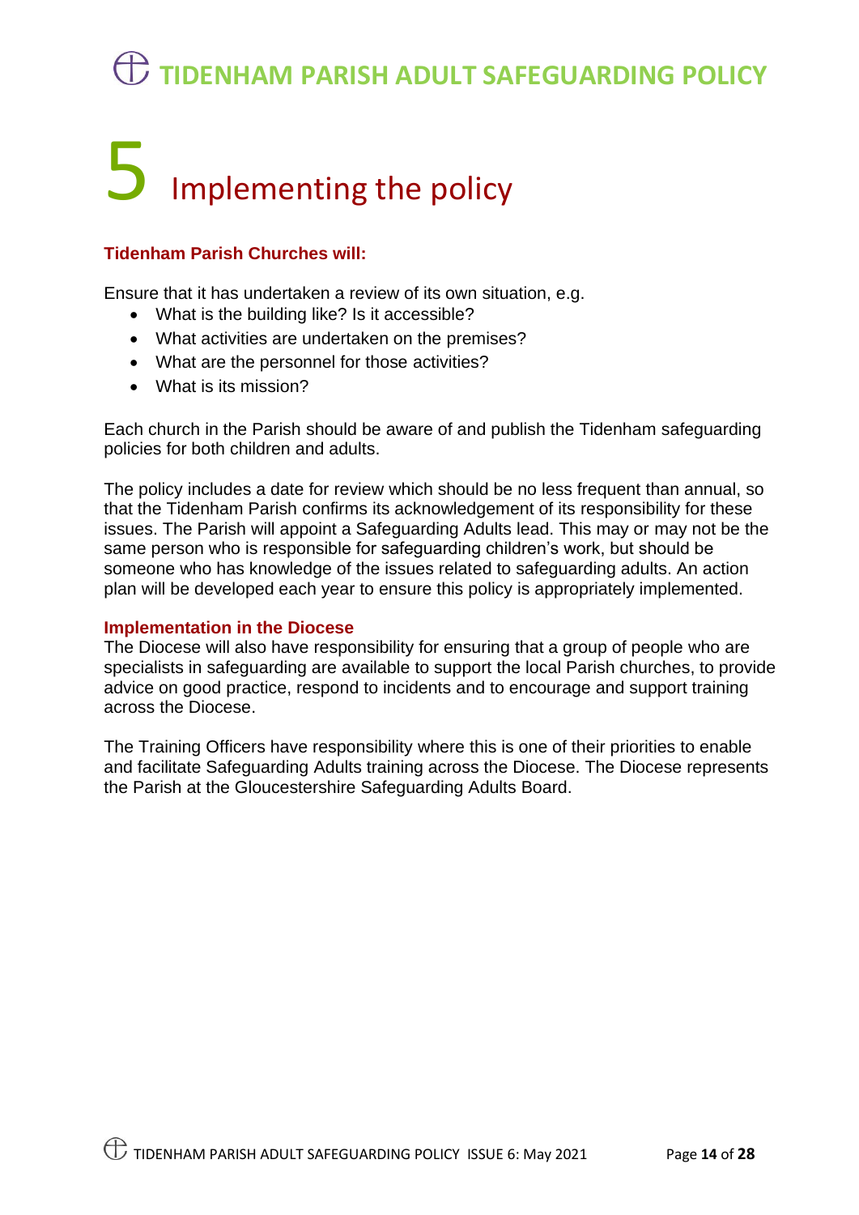# 5 Implementing the policy

### Tidenham Parish Churches will:

Ensure that it has undertaken a review of its own situation, e.g.

- What is the building like? Is it accessible?
- What activities are undertaken on the premises?
- What are the personnel for those activities?
- What is its mission?

Each church in the Parish should be aware of and publish the Tidenham safeguarding policies for both children and adults.

The policy includes a date for review which should be no less frequent than annual, so that the Tidenham Parish confirms its acknowledgement of its responsibility for these issues. The Parish will appoint a Safeguarding Adults lead. This may or may not be the same person who is responsible for safeguarding children's work, but should be someone who has knowledge of the issues related to safeguarding adults. An action plan will be developed each year to ensure this policy is appropriately implemented.

### Implementation in the Diocese

The Diocese will also have responsibility for ensuring that a group of people who are specialists in safeguarding are available to support the local Parish churches, to provide advice on good practice, respond to incidents and to encourage and support training across the Diocese.

The Training Officers have responsibility where this is one of their priorities to enable and facilitate Safeguarding Adults training across the Diocese. The Diocese represents the Parish at the Gloucestershire Safeguarding Adults Board.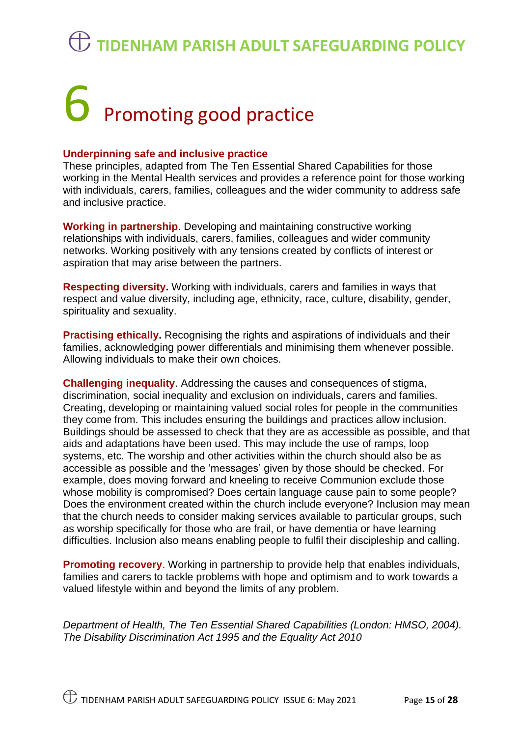# 6 Promoting good practice

**Underpinning safe and inclusive practice**
These principles, adapted from The Ten Essential Shared Capabilities for those working in the Mental Health services and provides a reference point for those working with individuals, carers, families, colleagues and the wider community to address safe and inclusive practice.

**Working in partnership**. Developing and maintaining constructive working relationships with individuals, carers, families, colleagues and wider community networks. Working positively with any tensions created by conflicts of interest or aspiration that may arise between the partners.

**Respecting diversity.** Working with individuals, carers and families in ways that respect and value diversity, including age, ethnicity, race, culture, disability, gender, spirituality and sexuality.

**Practising ethically.** Recognising the rights and aspirations of individuals and their families, acknowledging power differentials and minimising them whenever possible. Allowing individuals to make their own choices.

**Challenging inequality**. Addressing the causes and consequences of stigma, discrimination, social inequality and exclusion on individuals, carers and families. Creating, developing or maintaining valued social roles for people in the communities they come from. This includes ensuring the buildings and practices allow inclusion. Buildings should be assessed to check that they are as accessible as possible, and that aids and adaptations have been used. This may include the use of ramps, loop systems, etc. The worship and other activities within the church should also be as accessible as possible and the 'messages' given by those should be checked. For example, does moving forward and kneeling to receive Communion exclude those whose mobility is compromised? Does certain language cause pain to some people? Does the environment created within the church include everyone? Inclusion may mean that the church needs to consider making services available to particular groups, such as worship specifically for those who are frail, or have dementia or have learning difficulties. Inclusion also means enabling people to fulfil their discipleship and calling.

**Promoting recovery**. Working in partnership to provide help that enables individuals, families and carers to tackle problems with hope and optimism and to work towards a valued lifestyle within and beyond the limits of any problem.

*Department of Health, The Ten Essential Shared Capabilities (London: HMSO, 2004). The Disability Discrimination Act 1995 and the Equality Act 2010*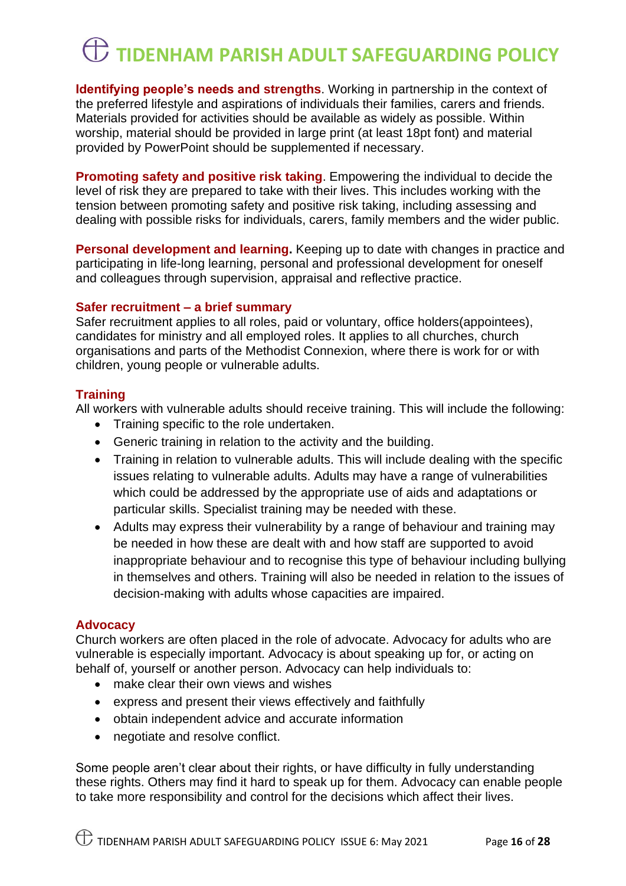**Identifying people's needs and strengths**. Working in partnership in the context of the preferred lifestyle and aspirations of individuals their families, carers and friends. Materials provided for activities should be available as widely as possible. Within worship, material should be provided in large print (at least 18pt font) and material provided by PowerPoint should be supplemented if necessary.

**Promoting safety and positive risk taking**. Empowering the individual to decide the level of risk they are prepared to take with their lives. This includes working with the tension between promoting safety and positive risk taking, including assessing and dealing with possible risks for individuals, carers, family members and the wider public.

**Personal development and learning.** Keeping up to date with changes in practice and participating in life-long learning, personal and professional development for oneself and colleagues through supervision, appraisal and reflective practice.

### Safer recruitment – a brief summary

Safer recruitment applies to all roles, paid or voluntary, office holders(appointees), candidates for ministry and all employed roles. It applies to all churches, church organisations and parts of the Methodist Connexion, where there is work for or with children, young people or vulnerable adults.

### Training

All workers with vulnerable adults should receive training. This will include the following:

- Training specific to the role undertaken.
- Generic training in relation to the activity and the building.
- Training in relation to vulnerable adults. This will include dealing with the specific issues relating to vulnerable adults. Adults may have a range of vulnerabilities which could be addressed by the appropriate use of aids and adaptations or particular skills. Specialist training may be needed with these.
- Adults may express their vulnerability by a range of behaviour and training may be needed in how these are dealt with and how staff are supported to avoid inappropriate behaviour and to recognise this type of behaviour including bullying in themselves and others. Training will also be needed in relation to the issues of decision-making with adults whose capacities are impaired.

### Advocacy

Church workers are often placed in the role of advocate. Advocacy for adults who are vulnerable is especially important. Advocacy is about speaking up for, or acting on behalf of, yourself or another person. Advocacy can help individuals to:

- make clear their own views and wishes
- express and present their views effectively and faithfully
- obtain independent advice and accurate information
- negotiate and resolve conflict.

Some people aren't clear about their rights, or have difficulty in fully understanding these rights. Others may find it hard to speak up for them. Advocacy can enable people to take more responsibility and control for the decisions which affect their lives.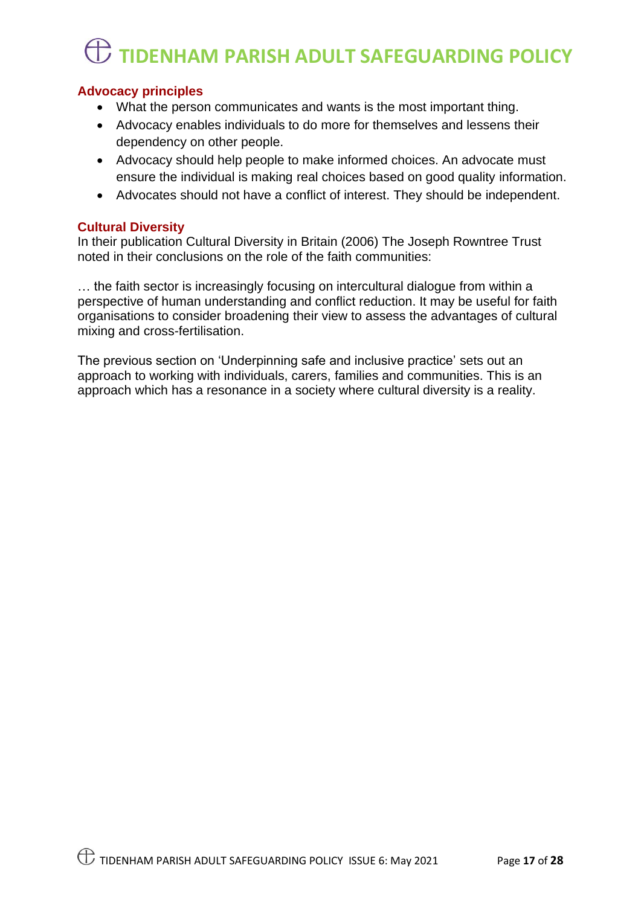### Advocacy principles

- What the person communicates and wants is the most important thing.
- Advocacy enables individuals to do more for themselves and lessens their dependency on other people.
- Advocacy should help people to make informed choices. An advocate must ensure the individual is making real choices based on good quality information.
- Advocates should not have a conflict of interest. They should be independent.

### Cultural Diversity

In their publication Cultural Diversity in Britain (2006) The Joseph Rowntree Trust noted in their conclusions on the role of the faith communities:

… the faith sector is increasingly focusing on intercultural dialogue from within a perspective of human understanding and conflict reduction. It may be useful for faith organisations to consider broadening their view to assess the advantages of cultural mixing and cross-fertilisation.

The previous section on 'Underpinning safe and inclusive practice' sets out an approach to working with individuals, carers, families and communities. This is an approach which has a resonance in a society where cultural diversity is a reality.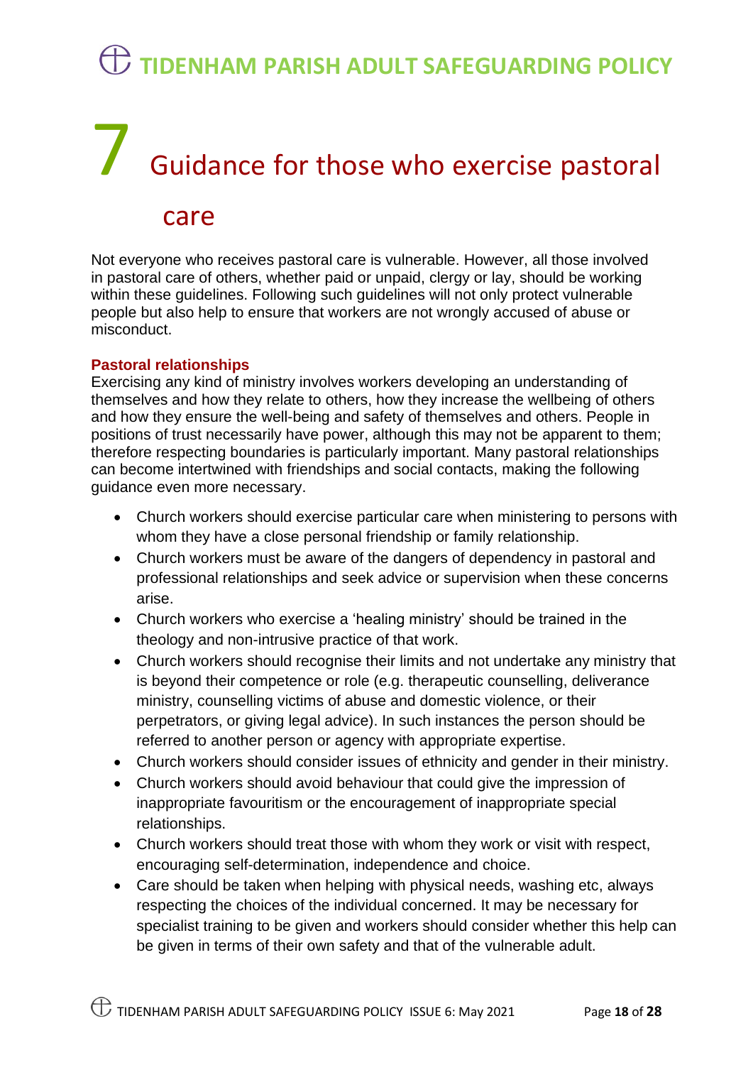# 7 Guidance for those who exercise pastoral care

Not everyone who receives pastoral care is vulnerable. However, all those involved in pastoral care of others, whether paid or unpaid, clergy or lay, should be working within these guidelines. Following such guidelines will not only protect vulnerable people but also help to ensure that workers are not wrongly accused of abuse or misconduct.

**Pastoral relationships**

Exercising any kind of ministry involves workers developing an understanding of themselves and how they relate to others, how they increase the wellbeing of others and how they ensure the well-being and safety of themselves and others. People in positions of trust necessarily have power, although this may not be apparent to them; therefore respecting boundaries is particularly important. Many pastoral relationships can become intertwined with friendships and social contacts, making the following guidance even more necessary.

- Church workers should exercise particular care when ministering to persons with whom they have a close personal friendship or family relationship.
- Church workers must be aware of the dangers of dependency in pastoral and professional relationships and seek advice or supervision when these concerns arise.
- Church workers who exercise a 'healing ministry' should be trained in the theology and non-intrusive practice of that work.
- Church workers should recognise their limits and not undertake any ministry that is beyond their competence or role (e.g. therapeutic counselling, deliverance ministry, counselling victims of abuse and domestic violence, or their perpetrators, or giving legal advice). In such instances the person should be referred to another person or agency with appropriate expertise.
- Church workers should consider issues of ethnicity and gender in their ministry.
- Church workers should avoid behaviour that could give the impression of inappropriate favouritism or the encouragement of inappropriate special relationships.
- Church workers should treat those with whom they work or visit with respect, encouraging self-determination, independence and choice.
- Care should be taken when helping with physical needs, washing etc, always respecting the choices of the individual concerned. It may be necessary for specialist training to be given and workers should consider whether this help can be given in terms of their own safety and that of the vulnerable adult.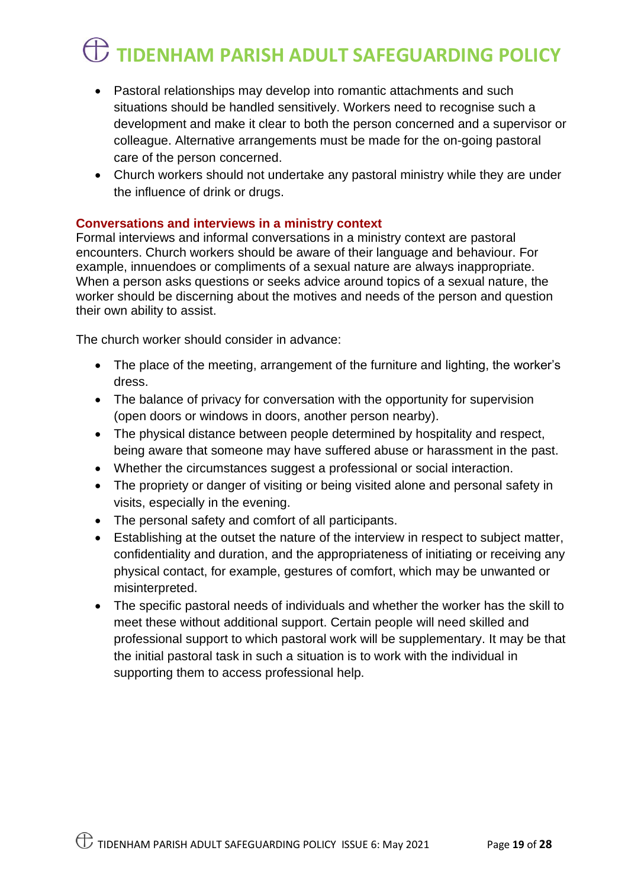- Pastoral relationships may develop into romantic attachments and such situations should be handled sensitively. Workers need to recognise such a development and make it clear to both the person concerned and a supervisor or colleague. Alternative arrangements must be made for the on-going pastoral care of the person concerned.
- Church workers should not undertake any pastoral ministry while they are under the influence of drink or drugs.

### Conversations and interviews in a ministry context

Formal interviews and informal conversations in a ministry context are pastoral encounters. Church workers should be aware of their language and behaviour. For example, innuendoes or compliments of a sexual nature are always inappropriate. When a person asks questions or seeks advice around topics of a sexual nature, the worker should be discerning about the motives and needs of the person and question their own ability to assist.

The church worker should consider in advance:

- The place of the meeting, arrangement of the furniture and lighting, the worker's dress.
- The balance of privacy for conversation with the opportunity for supervision (open doors or windows in doors, another person nearby).
- The physical distance between people determined by hospitality and respect, being aware that someone may have suffered abuse or harassment in the past.
- Whether the circumstances suggest a professional or social interaction.
- The propriety or danger of visiting or being visited alone and personal safety in visits, especially in the evening.
- The personal safety and comfort of all participants.
- Establishing at the outset the nature of the interview in respect to subject matter, confidentiality and duration, and the appropriateness of initiating or receiving any physical contact, for example, gestures of comfort, which may be unwanted or misinterpreted.
- The specific pastoral needs of individuals and whether the worker has the skill to meet these without additional support. Certain people will need skilled and professional support to which pastoral work will be supplementary. It may be that the initial pastoral task in such a situation is to work with the individual in supporting them to access professional help.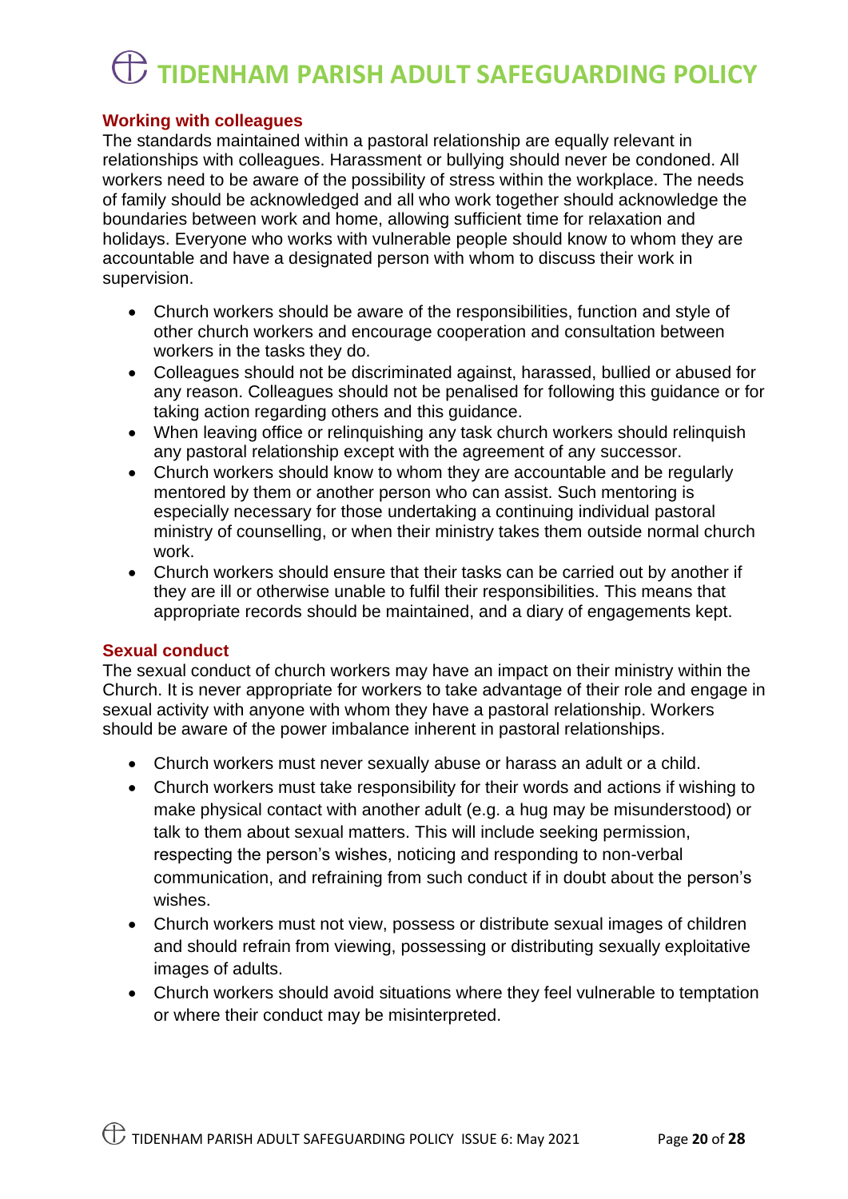## Working with colleagues

The standards maintained within a pastoral relationship are equally relevant in relationships with colleagues. Harassment or bullying should never be condoned. All workers need to be aware of the possibility of stress within the workplace. The needs of family should be acknowledged and all who work together should acknowledge the boundaries between work and home, allowing sufficient time for relaxation and holidays. Everyone who works with vulnerable people should know to whom they are accountable and have a designated person with whom to discuss their work in supervision.

- Church workers should be aware of the responsibilities, function and style of other church workers and encourage cooperation and consultation between workers in the tasks they do.
- Colleagues should not be discriminated against, harassed, bullied or abused for any reason. Colleagues should not be penalised for following this guidance or for taking action regarding others and this guidance.
- When leaving office or relinquishing any task church workers should relinquish any pastoral relationship except with the agreement of any successor.
- Church workers should know to whom they are accountable and be regularly mentored by them or another person who can assist. Such mentoring is especially necessary for those undertaking a continuing individual pastoral ministry of counselling, or when their ministry takes them outside normal church work.
- Church workers should ensure that their tasks can be carried out by another if they are ill or otherwise unable to fulfil their responsibilities. This means that appropriate records should be maintained, and a diary of engagements kept.

## Sexual conduct

The sexual conduct of church workers may have an impact on their ministry within the Church. It is never appropriate for workers to take advantage of their role and engage in sexual activity with anyone with whom they have a pastoral relationship. Workers should be aware of the power imbalance inherent in pastoral relationships.

- Church workers must never sexually abuse or harass an adult or a child.
- Church workers must take responsibility for their words and actions if wishing to make physical contact with another adult (e.g. a hug may be misunderstood) or talk to them about sexual matters. This will include seeking permission, respecting the person's wishes, noticing and responding to non-verbal communication, and refraining from such conduct if in doubt about the person's wishes.
- Church workers must not view, possess or distribute sexual images of children and should refrain from viewing, possessing or distributing sexually exploitative images of adults.
- Church workers should avoid situations where they feel vulnerable to temptation or where their conduct may be misinterpreted.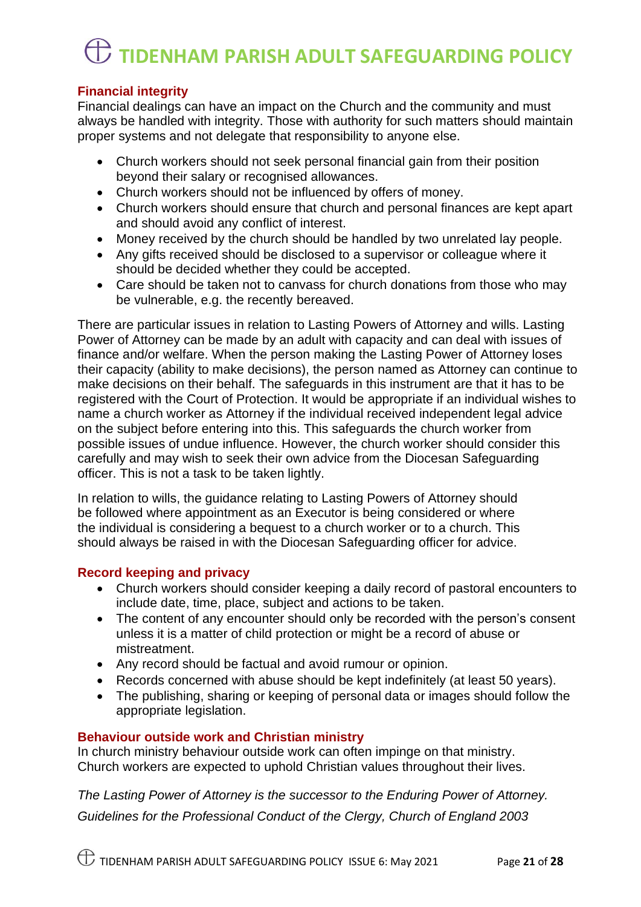### Financial integrity

Financial dealings can have an impact on the Church and the community and must always be handled with integrity. Those with authority for such matters should maintain proper systems and not delegate that responsibility to anyone else.

- Church workers should not seek personal financial gain from their position beyond their salary or recognised allowances.
- Church workers should not be influenced by offers of money.
- Church workers should ensure that church and personal finances are kept apart and should avoid any conflict of interest.
- Money received by the church should be handled by two unrelated lay people.
- Any gifts received should be disclosed to a supervisor or colleague where it should be decided whether they could be accepted.
- Care should be taken not to canvass for church donations from those who may be vulnerable, e.g. the recently bereaved.

There are particular issues in relation to Lasting Powers of Attorney and wills. Lasting Power of Attorney can be made by an adult with capacity and can deal with issues of finance and/or welfare. When the person making the Lasting Power of Attorney loses their capacity (ability to make decisions), the person named as Attorney can continue to make decisions on their behalf. The safeguards in this instrument are that it has to be registered with the Court of Protection. It would be appropriate if an individual wishes to name a church worker as Attorney if the individual received independent legal advice on the subject before entering into this. This safeguards the church worker from possible issues of undue influence. However, the church worker should consider this carefully and may wish to seek their own advice from the Diocesan Safeguarding officer. This is not a task to be taken lightly.

In relation to wills, the guidance relating to Lasting Powers of Attorney should be followed where appointment as an Executor is being considered or where the individual is considering a bequest to a church worker or to a church. This should always be raised in with the Diocesan Safeguarding officer for advice.

### Record keeping and privacy

- Church workers should consider keeping a daily record of pastoral encounters to include date, time, place, subject and actions to be taken.
- The content of any encounter should only be recorded with the person's consent unless it is a matter of child protection or might be a record of abuse or mistreatment.
- Any record should be factual and avoid rumour or opinion.
- Records concerned with abuse should be kept indefinitely (at least 50 years).
- The publishing, sharing or keeping of personal data or images should follow the appropriate legislation.

### Behaviour outside work and Christian ministry

In church ministry behaviour outside work can often impinge on that ministry. Church workers are expected to uphold Christian values throughout their lives.

*The Lasting Power of Attorney is the successor to the Enduring Power of Attorney.*

*Guidelines for the Professional Conduct of the Clergy, Church of England 2003*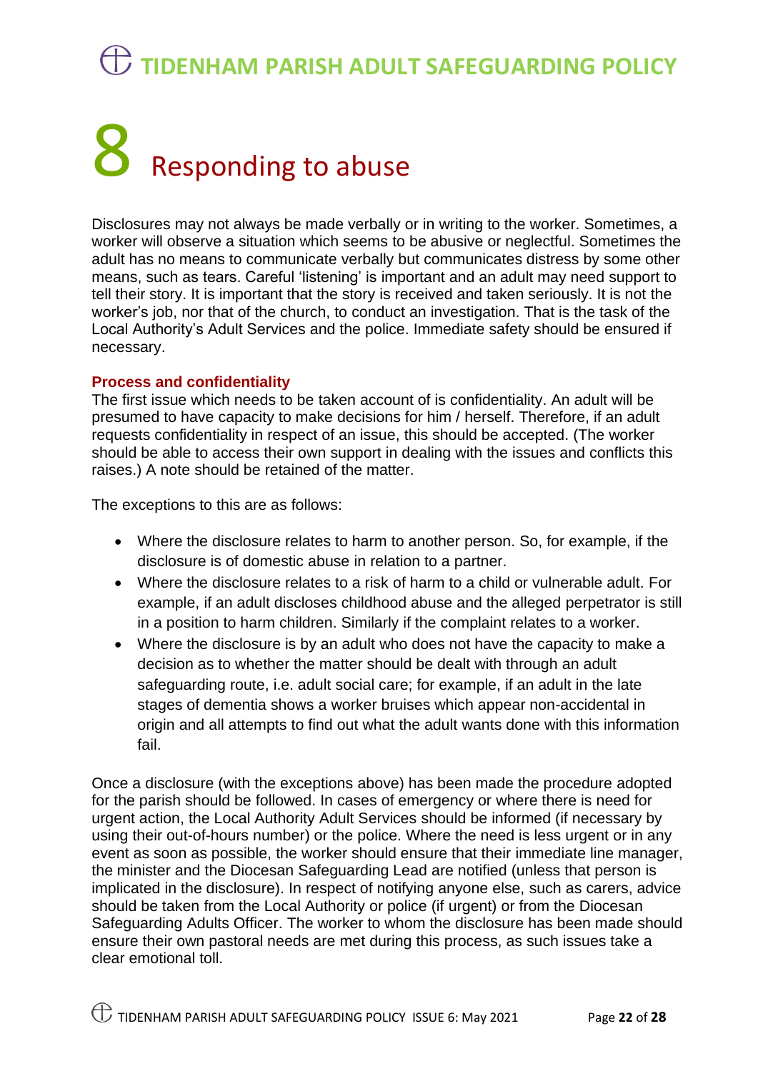# 8 Responding to abuse

Disclosures may not always be made verbally or in writing to the worker. Sometimes, a worker will observe a situation which seems to be abusive or neglectful. Sometimes the adult has no means to communicate verbally but communicates distress by some other means, such as tears. Careful 'listening' is important and an adult may need support to tell their story. It is important that the story is received and taken seriously. It is not the worker's job, nor that of the church, to conduct an investigation. That is the task of the Local Authority's Adult Services and the police. Immediate safety should be ensured if necessary.

## Process and confidentiality

The first issue which needs to be taken account of is confidentiality. An adult will be presumed to have capacity to make decisions for him / herself. Therefore, if an adult requests confidentiality in respect of an issue, this should be accepted. (The worker should be able to access their own support in dealing with the issues and conflicts this raises.) A note should be retained of the matter.

The exceptions to this are as follows:

- Where the disclosure relates to harm to another person. So, for example, if the disclosure is of domestic abuse in relation to a partner.
- Where the disclosure relates to a risk of harm to a child or vulnerable adult. For example, if an adult discloses childhood abuse and the alleged perpetrator is still in a position to harm children. Similarly if the complaint relates to a worker.
- Where the disclosure is by an adult who does not have the capacity to make a decision as to whether the matter should be dealt with through an adult safeguarding route, i.e. adult social care; for example, if an adult in the late stages of dementia shows a worker bruises which appear non-accidental in origin and all attempts to find out what the adult wants done with this information fail.

Once a disclosure (with the exceptions above) has been made the procedure adopted for the parish should be followed. In cases of emergency or where there is need for urgent action, the Local Authority Adult Services should be informed (if necessary by using their out-of-hours number) or the police. Where the need is less urgent or in any event as soon as possible, the worker should ensure that their immediate line manager, the minister and the Diocesan Safeguarding Lead are notified (unless that person is implicated in the disclosure). In respect of notifying anyone else, such as carers, advice should be taken from the Local Authority or police (if urgent) or from the Diocesan Safeguarding Adults Officer. The worker to whom the disclosure has been made should ensure their own pastoral needs are met during this process, as such issues take a clear emotional toll.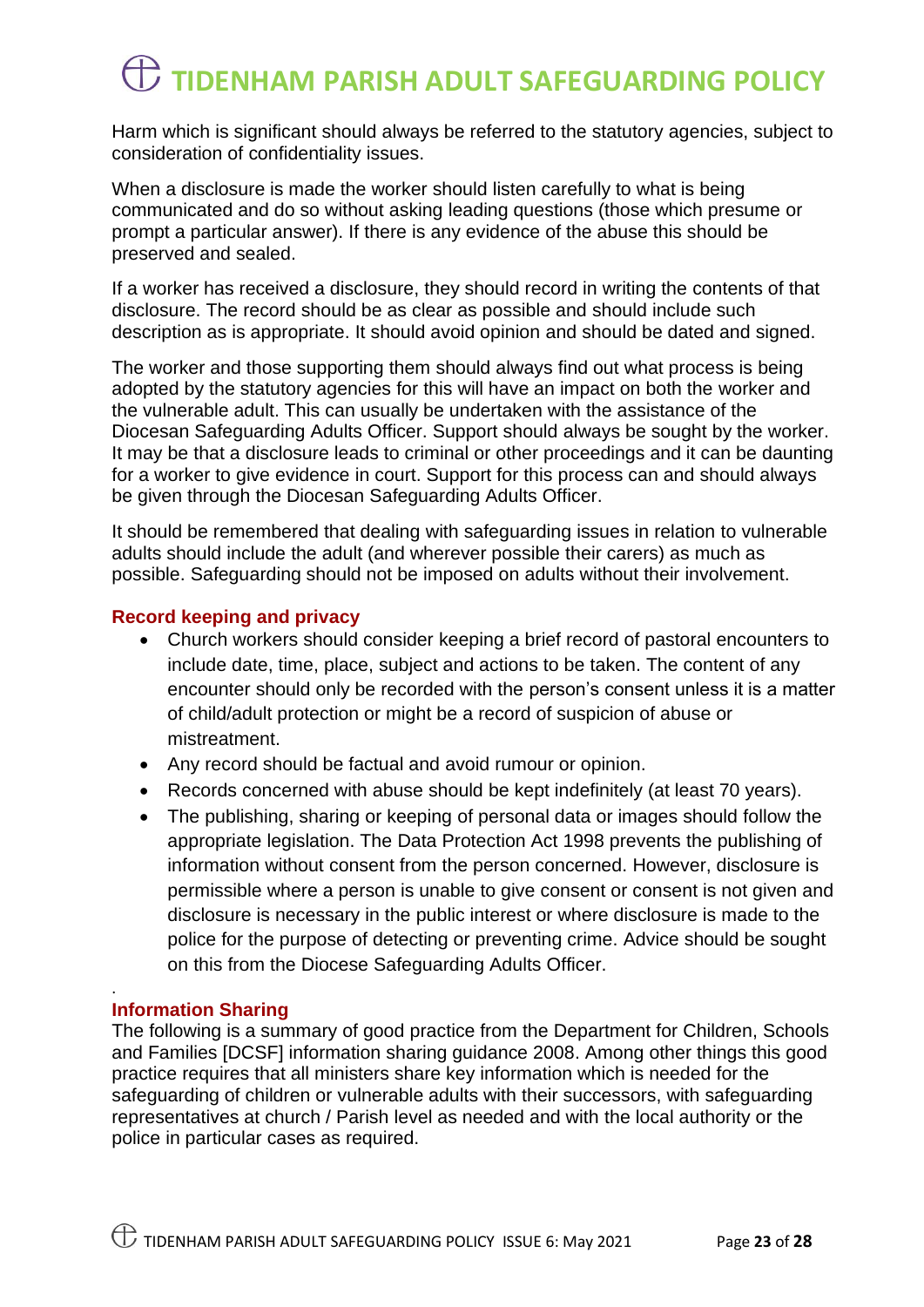Harm which is significant should always be referred to the statutory agencies, subject to consideration of confidentiality issues.

When a disclosure is made the worker should listen carefully to what is being communicated and do so without asking leading questions (those which presume or prompt a particular answer). If there is any evidence of the abuse this should be preserved and sealed.

If a worker has received a disclosure, they should record in writing the contents of that disclosure. The record should be as clear as possible and should include such description as is appropriate. It should avoid opinion and should be dated and signed.

The worker and those supporting them should always find out what process is being adopted by the statutory agencies for this will have an impact on both the worker and the vulnerable adult. This can usually be undertaken with the assistance of the Diocesan Safeguarding Adults Officer. Support should always be sought by the worker. It may be that a disclosure leads to criminal or other proceedings and it can be daunting for a worker to give evidence in court. Support for this process can and should always be given through the Diocesan Safeguarding Adults Officer.

It should be remembered that dealing with safeguarding issues in relation to vulnerable adults should include the adult (and wherever possible their carers) as much as possible. Safeguarding should not be imposed on adults without their involvement.

### Record keeping and privacy

- Church workers should consider keeping a brief record of pastoral encounters to include date, time, place, subject and actions to be taken. The content of any encounter should only be recorded with the person's consent unless it is a matter of child/adult protection or might be a record of suspicion of abuse or mistreatment.
- Any record should be factual and avoid rumour or opinion.
- Records concerned with abuse should be kept indefinitely (at least 70 years).
- The publishing, sharing or keeping of personal data or images should follow the appropriate legislation. The Data Protection Act 1998 prevents the publishing of information without consent from the person concerned. However, disclosure is permissible where a person is unable to give consent or consent is not given and disclosure is necessary in the public interest or where disclosure is made to the police for the purpose of detecting or preventing crime. Advice should be sought on this from the Diocese Safeguarding Adults Officer.

### Information Sharing

The following is a summary of good practice from the Department for Children, Schools and Families [DCSF] information sharing guidance 2008. Among other things this good practice requires that all ministers share key information which is needed for the safeguarding of children or vulnerable adults with their successors, with safeguarding representatives at church / Parish level as needed and with the local authority or the police in particular cases as required.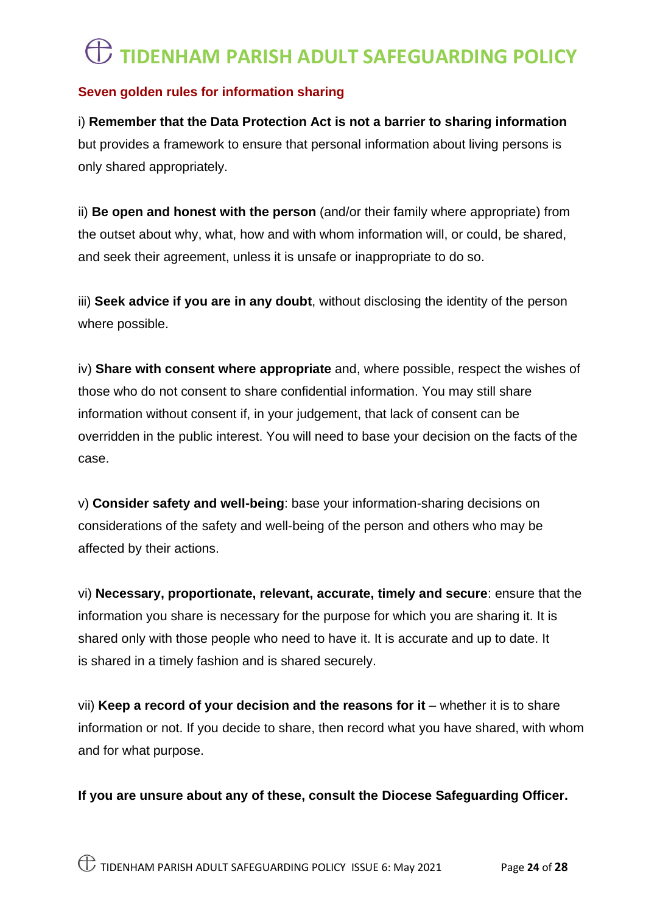### Seven golden rules for information sharing

i) **Remember that the Data Protection Act is not a barrier to sharing information** but provides a framework to ensure that personal information about living persons is only shared appropriately.

ii) **Be open and honest with the person** (and/or their family where appropriate) from the outset about why, what, how and with whom information will, or could, be shared, and seek their agreement, unless it is unsafe or inappropriate to do so.

iii) **Seek advice if you are in any doubt**, without disclosing the identity of the person where possible.

iv) **Share with consent where appropriate** and, where possible, respect the wishes of those who do not consent to share confidential information. You may still share information without consent if, in your judgement, that lack of consent can be overridden in the public interest. You will need to base your decision on the facts of the case.

v) **Consider safety and well-being**: base your information-sharing decisions on considerations of the safety and well-being of the person and others who may be affected by their actions.

vi) **Necessary, proportionate, relevant, accurate, timely and secure**: ensure that the information you share is necessary for the purpose for which you are sharing it. It is shared only with those people who need to have it. It is accurate and up to date. It is shared in a timely fashion and is shared securely.

vii) **Keep a record of your decision and the reasons for it** – whether it is to share information or not. If you decide to share, then record what you have shared, with whom and for what purpose.

**If you are unsure about any of these, consult the Diocese Safeguarding Officer.**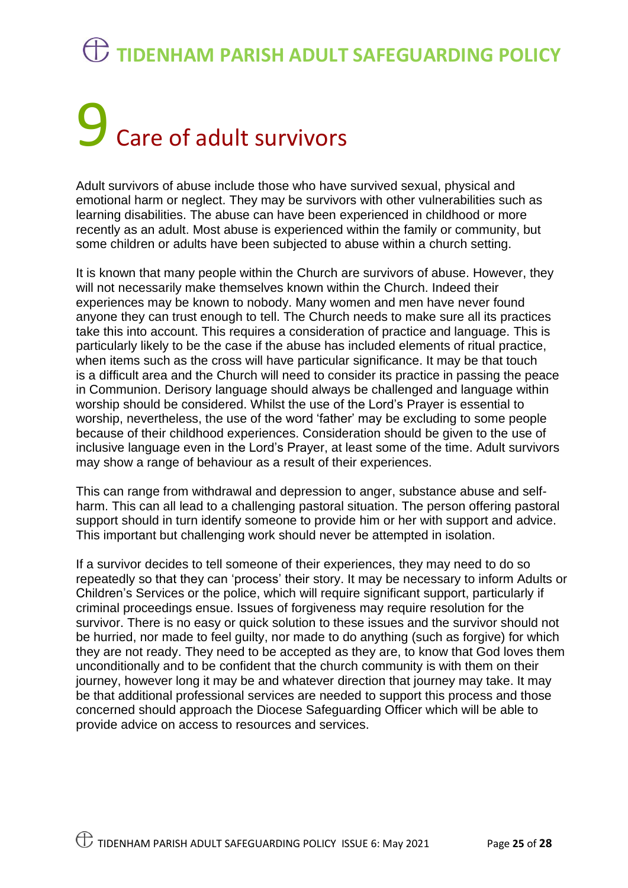# 9 Care of adult survivors

Adult survivors of abuse include those who have survived sexual, physical and emotional harm or neglect. They may be survivors with other vulnerabilities such as learning disabilities. The abuse can have been experienced in childhood or more recently as an adult. Most abuse is experienced within the family or community, but some children or adults have been subjected to abuse within a church setting.

It is known that many people within the Church are survivors of abuse. However, they will not necessarily make themselves known within the Church. Indeed their experiences may be known to nobody. Many women and men have never found anyone they can trust enough to tell. The Church needs to make sure all its practices take this into account. This requires a consideration of practice and language. This is particularly likely to be the case if the abuse has included elements of ritual practice, when items such as the cross will have particular significance. It may be that touch is a difficult area and the Church will need to consider its practice in passing the peace in Communion. Derisory language should always be challenged and language within worship should be considered. Whilst the use of the Lord's Prayer is essential to worship, nevertheless, the use of the word 'father' may be excluding to some people because of their childhood experiences. Consideration should be given to the use of inclusive language even in the Lord's Prayer, at least some of the time. Adult survivors may show a range of behaviour as a result of their experiences.

This can range from withdrawal and depression to anger, substance abuse and self-harm. This can all lead to a challenging pastoral situation. The person offering pastoral support should in turn identify someone to provide him or her with support and advice. This important but challenging work should never be attempted in isolation.

If a survivor decides to tell someone of their experiences, they may need to do so repeatedly so that they can 'process' their story. It may be necessary to inform Adults or Children's Services or the police, which will require significant support, particularly if criminal proceedings ensue. Issues of forgiveness may require resolution for the survivor. There is no easy or quick solution to these issues and the survivor should not be hurried, nor made to feel guilty, nor made to do anything (such as forgive) for which they are not ready. They need to be accepted as they are, to know that God loves them unconditionally and to be confident that the church community is with them on their journey, however long it may be and whatever direction that journey may take. It may be that additional professional services are needed to support this process and those concerned should approach the Diocese Safeguarding Officer which will be able to provide advice on access to resources and services.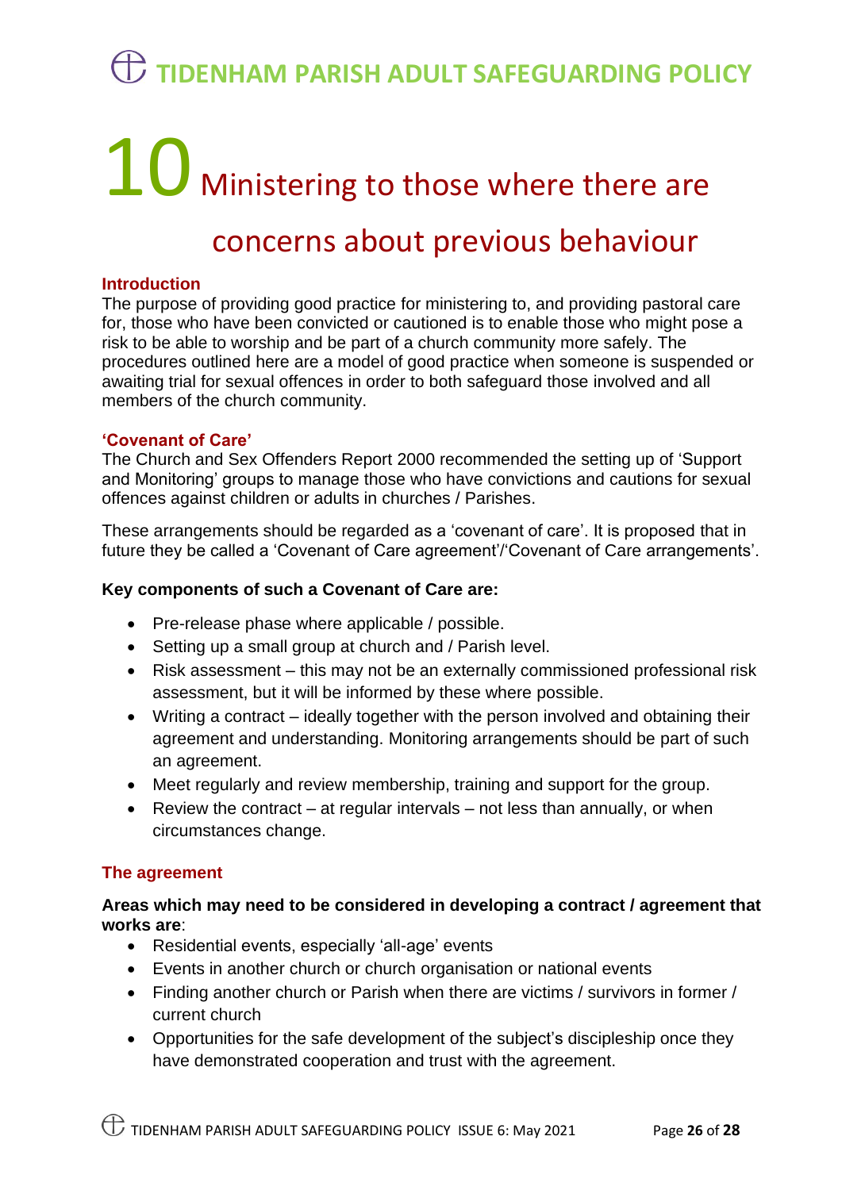# 10 Ministering to those where there are concerns about previous behaviour

### Introduction

The purpose of providing good practice for ministering to, and providing pastoral care for, those who have been convicted or cautioned is to enable those who might pose a risk to be able to worship and be part of a church community more safely. The procedures outlined here are a model of good practice when someone is suspended or awaiting trial for sexual offences in order to both safeguard those involved and all members of the church community.

### 'Covenant of Care'

The Church and Sex Offenders Report 2000 recommended the setting up of 'Support and Monitoring' groups to manage those who have convictions and cautions for sexual offences against children or adults in churches / Parishes.

These arrangements should be regarded as a 'covenant of care'. It is proposed that in future they be called a 'Covenant of Care agreement'/'Covenant of Care arrangements'.

**Key components of such a Covenant of Care are:**

- Pre-release phase where applicable / possible.
- Setting up a small group at church and / Parish level.
- Risk assessment – this may not be an externally commissioned professional risk assessment, but it will be informed by these where possible.
- Writing a contract – ideally together with the person involved and obtaining their agreement and understanding. Monitoring arrangements should be part of such an agreement.
- Meet regularly and review membership, training and support for the group.
- Review the contract – at regular intervals – not less than annually, or when circumstances change.

### The agreement

**Areas which may need to be considered in developing a contract / agreement that works are**:

- Residential events, especially 'all-age' events
- Events in another church or church organisation or national events
- Finding another church or Parish when there are victims / survivors in former / current church
- Opportunities for the safe development of the subject's discipleship once they have demonstrated cooperation and trust with the agreement.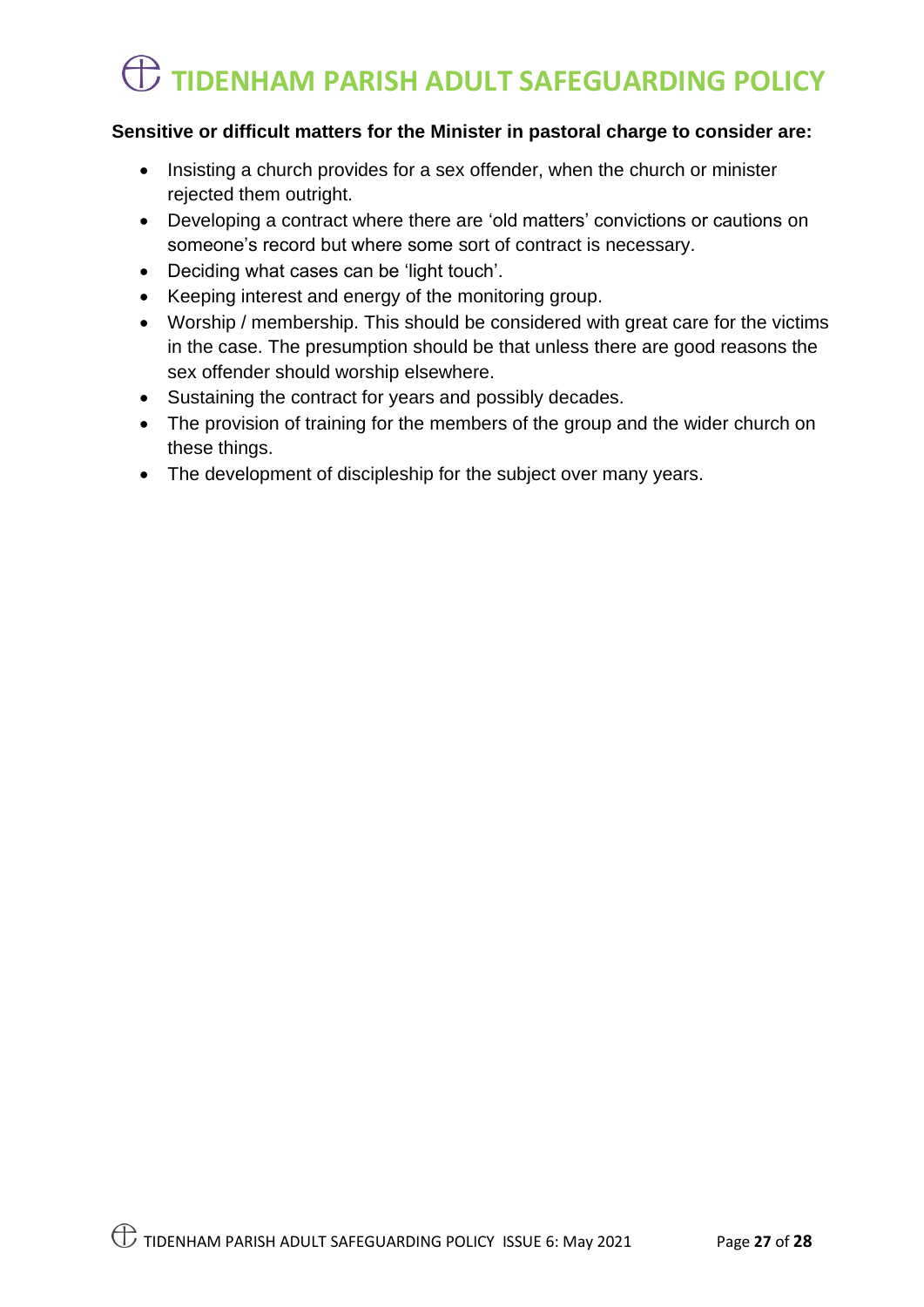**Sensitive or difficult matters for the Minister in pastoral charge to consider are:**

- Insisting a church provides for a sex offender, when the church or minister rejected them outright.
- Developing a contract where there are 'old matters' convictions or cautions on someone's record but where some sort of contract is necessary.
- Deciding what cases can be 'light touch'.
- Keeping interest and energy of the monitoring group.
- Worship / membership. This should be considered with great care for the victims in the case. The presumption should be that unless there are good reasons the sex offender should worship elsewhere.
- Sustaining the contract for years and possibly decades.
- The provision of training for the members of the group and the wider church on these things.
- The development of discipleship for the subject over many years.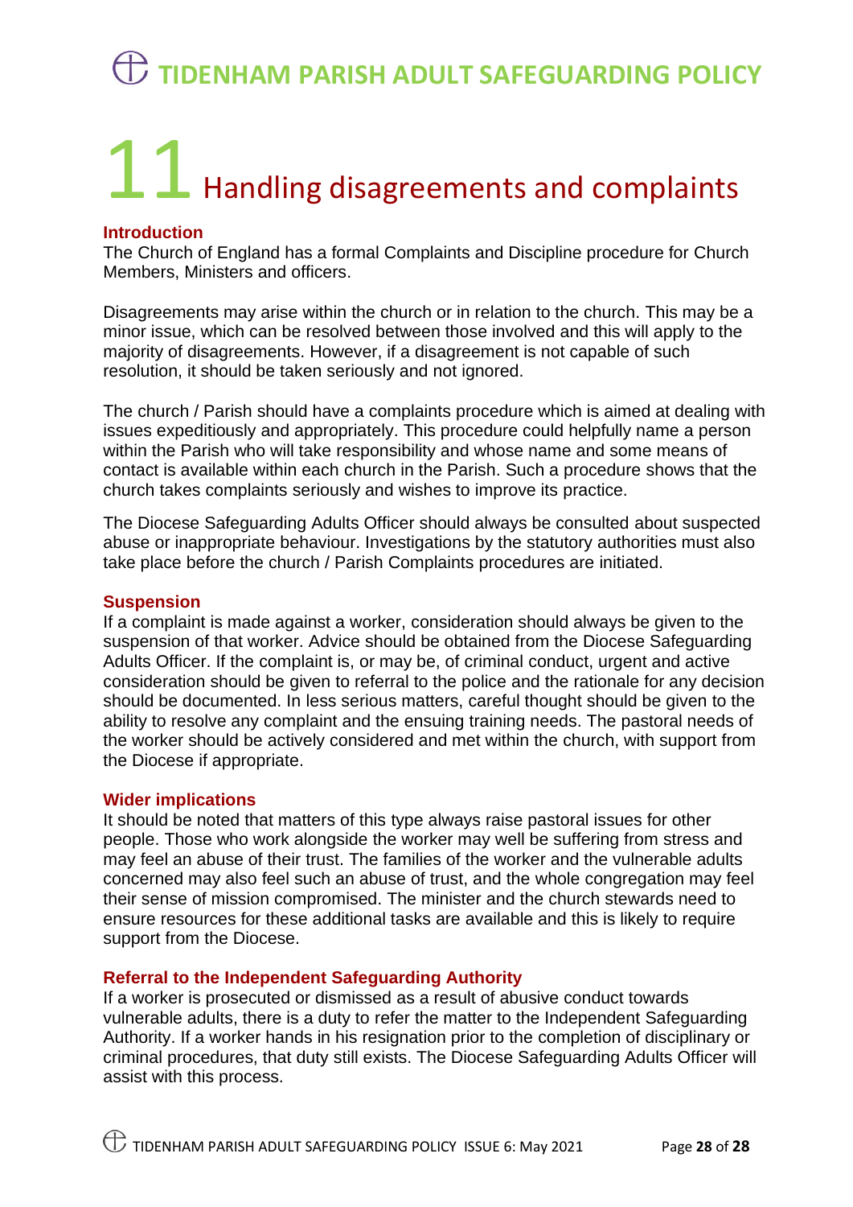# 11 Handling disagreements and complaints

### Introduction

The Church of England has a formal Complaints and Discipline procedure for Church Members, Ministers and officers.

Disagreements may arise within the church or in relation to the church. This may be a minor issue, which can be resolved between those involved and this will apply to the majority of disagreements. However, if a disagreement is not capable of such resolution, it should be taken seriously and not ignored.

The church / Parish should have a complaints procedure which is aimed at dealing with issues expeditiously and appropriately. This procedure could helpfully name a person within the Parish who will take responsibility and whose name and some means of contact is available within each church in the Parish. Such a procedure shows that the church takes complaints seriously and wishes to improve its practice.

The Diocese Safeguarding Adults Officer should always be consulted about suspected abuse or inappropriate behaviour. Investigations by the statutory authorities must also take place before the church / Parish Complaints procedures are initiated.

### Suspension

If a complaint is made against a worker, consideration should always be given to the suspension of that worker. Advice should be obtained from the Diocese Safeguarding Adults Officer. If the complaint is, or may be, of criminal conduct, urgent and active consideration should be given to referral to the police and the rationale for any decision should be documented. In less serious matters, careful thought should be given to the ability to resolve any complaint and the ensuing training needs. The pastoral needs of the worker should be actively considered and met within the church, with support from the Diocese if appropriate.

### Wider implications

It should be noted that matters of this type always raise pastoral issues for other people. Those who work alongside the worker may well be suffering from stress and may feel an abuse of their trust. The families of the worker and the vulnerable adults concerned may also feel such an abuse of trust, and the whole congregation may feel their sense of mission compromised. The minister and the church stewards need to ensure resources for these additional tasks are available and this is likely to require support from the Diocese.

### Referral to the Independent Safeguarding Authority

If a worker is prosecuted or dismissed as a result of abusive conduct towards vulnerable adults, there is a duty to refer the matter to the Independent Safeguarding Authority. If a worker hands in his resignation prior to the completion of disciplinary or criminal procedures, that duty still exists. The Diocese Safeguarding Adults Officer will assist with this process.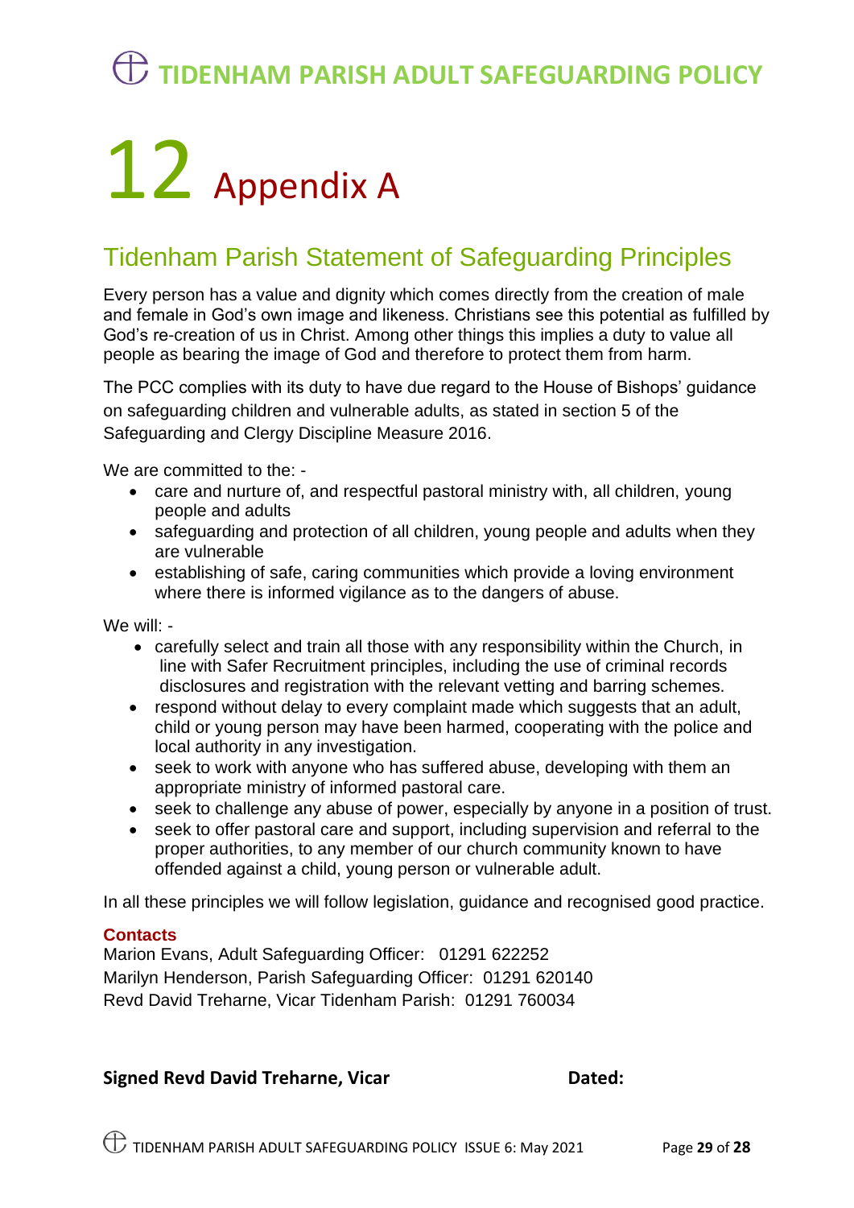# 12 Appendix A

## Tidenham Parish Statement of Safeguarding Principles

Every person has a value and dignity which comes directly from the creation of male and female in God's own image and likeness. Christians see this potential as fulfilled by God's re-creation of us in Christ. Among other things this implies a duty to value all people as bearing the image of God and therefore to protect them from harm.

The PCC complies with its duty to have due regard to the House of Bishops' guidance on safeguarding children and vulnerable adults, as stated in section 5 of the Safeguarding and Clergy Discipline Measure 2016.

We are committed to the: -

- care and nurture of, and respectful pastoral ministry with, all children, young people and adults
- safeguarding and protection of all children, young people and adults when they are vulnerable
- establishing of safe, caring communities which provide a loving environment where there is informed vigilance as to the dangers of abuse.

We will: -

- carefully select and train all those with any responsibility within the Church, in line with Safer Recruitment principles, including the use of criminal records disclosures and registration with the relevant vetting and barring schemes.
- respond without delay to every complaint made which suggests that an adult, child or young person may have been harmed, cooperating with the police and local authority in any investigation.
- seek to work with anyone who has suffered abuse, developing with them an appropriate ministry of informed pastoral care.
- seek to challenge any abuse of power, especially by anyone in a position of trust.
- seek to offer pastoral care and support, including supervision and referral to the proper authorities, to any member of our church community known to have offended against a child, young person or vulnerable adult.

In all these principles we will follow legislation, guidance and recognised good practice.

**Contacts**

Marion Evans, Adult Safeguarding Officer: 01291 622252
Marilyn Henderson, Parish Safeguarding Officer: 01291 620140
Revd David Treharne, Vicar Tidenham Parish: 01291 760034

**Signed Revd David Treharne, Vicar** **Dated:**